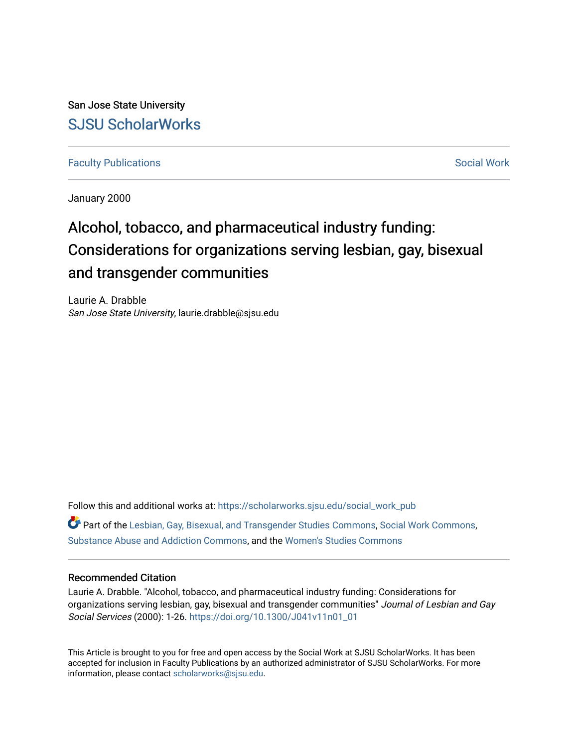San Jose State University

# SJSU ScholarWorks

Faculty Publications | Social Work

January 2000

# Alcohol, tobacco, and pharmaceutical industry funding: Considerations for organizations serving lesbian, gay, bisexual and transgender communities

Laurie A. Drabble
*San Jose State University*, laurie.drabble@sjsu.edu

Follow this and additional works at: https://scholarworks.sjsu.edu/social_work_pub

Part of the Lesbian, Gay, Bisexual, and Transgender Studies Commons, Social Work Commons, Substance Abuse and Addiction Commons, and the Women's Studies Commons

## Recommended Citation

Laurie A. Drabble. "Alcohol, tobacco, and pharmaceutical industry funding: Considerations for organizations serving lesbian, gay, bisexual and transgender communities" *Journal of Lesbian and Gay Social Services* (2000): 1-26. https://doi.org/10.1300/J041v11n01_01

This Article is brought to you for free and open access by the Social Work at SJSU ScholarWorks. It has been accepted for inclusion in Faculty Publications by an authorized administrator of SJSU ScholarWorks. For more information, please contact scholarworks@sjsu.edu.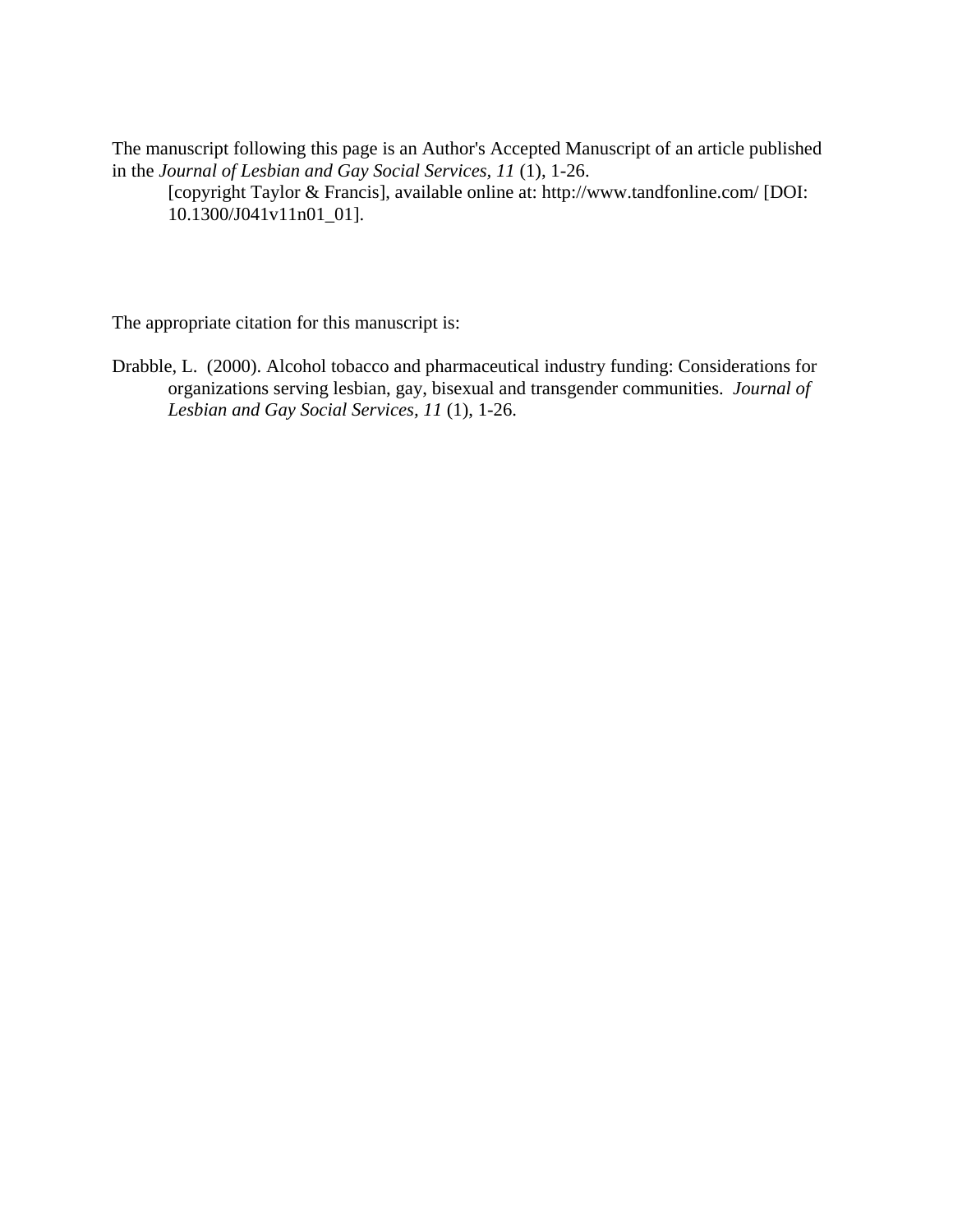The manuscript following this page is an Author's Accepted Manuscript of an article published in the *Journal of Lesbian and Gay Social Services, 11* (1), 1-26.

[copyright Taylor & Francis], available online at: http://www.tandfonline.com/ [DOI: 10.1300/J041v11n01_01].

The appropriate citation for this manuscript is:

Drabble, L. (2000). Alcohol tobacco and pharmaceutical industry funding: Considerations for organizations serving lesbian, gay, bisexual and transgender communities. *Journal of Lesbian and Gay Social Services, 11* (1), 1-26.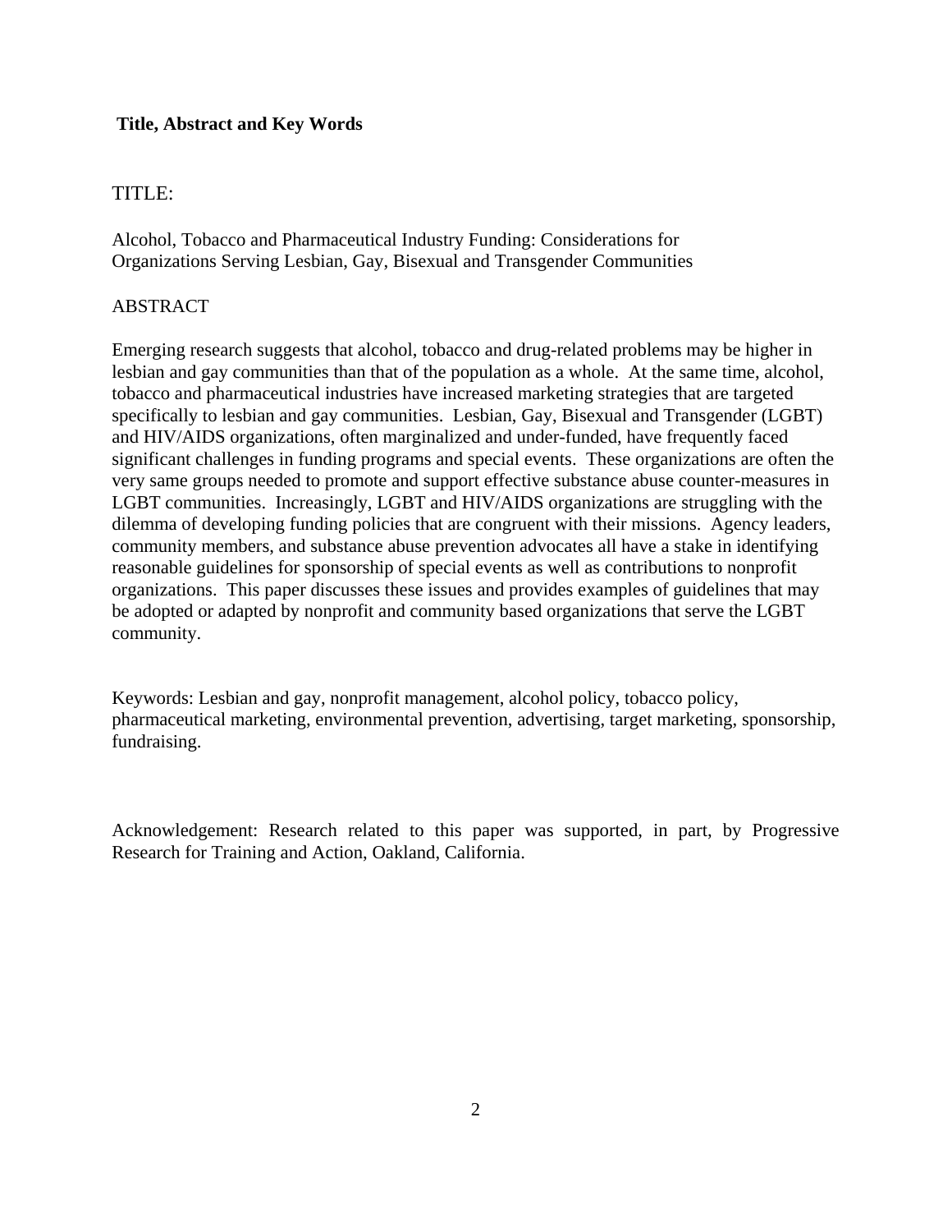**Title, Abstract and Key Words**

TITLE:

Alcohol, Tobacco and Pharmaceutical Industry Funding: Considerations for Organizations Serving Lesbian, Gay, Bisexual and Transgender Communities

ABSTRACT

Emerging research suggests that alcohol, tobacco and drug-related problems may be higher in lesbian and gay communities than that of the population as a whole. At the same time, alcohol, tobacco and pharmaceutical industries have increased marketing strategies that are targeted specifically to lesbian and gay communities. Lesbian, Gay, Bisexual and Transgender (LGBT) and HIV/AIDS organizations, often marginalized and under-funded, have frequently faced significant challenges in funding programs and special events. These organizations are often the very same groups needed to promote and support effective substance abuse counter-measures in LGBT communities. Increasingly, LGBT and HIV/AIDS organizations are struggling with the dilemma of developing funding policies that are congruent with their missions. Agency leaders, community members, and substance abuse prevention advocates all have a stake in identifying reasonable guidelines for sponsorship of special events as well as contributions to nonprofit organizations. This paper discusses these issues and provides examples of guidelines that may be adopted or adapted by nonprofit and community based organizations that serve the LGBT community.

Keywords: Lesbian and gay, nonprofit management, alcohol policy, tobacco policy, pharmaceutical marketing, environmental prevention, advertising, target marketing, sponsorship, fundraising.

Acknowledgement: Research related to this paper was supported, in part, by Progressive Research for Training and Action, Oakland, California.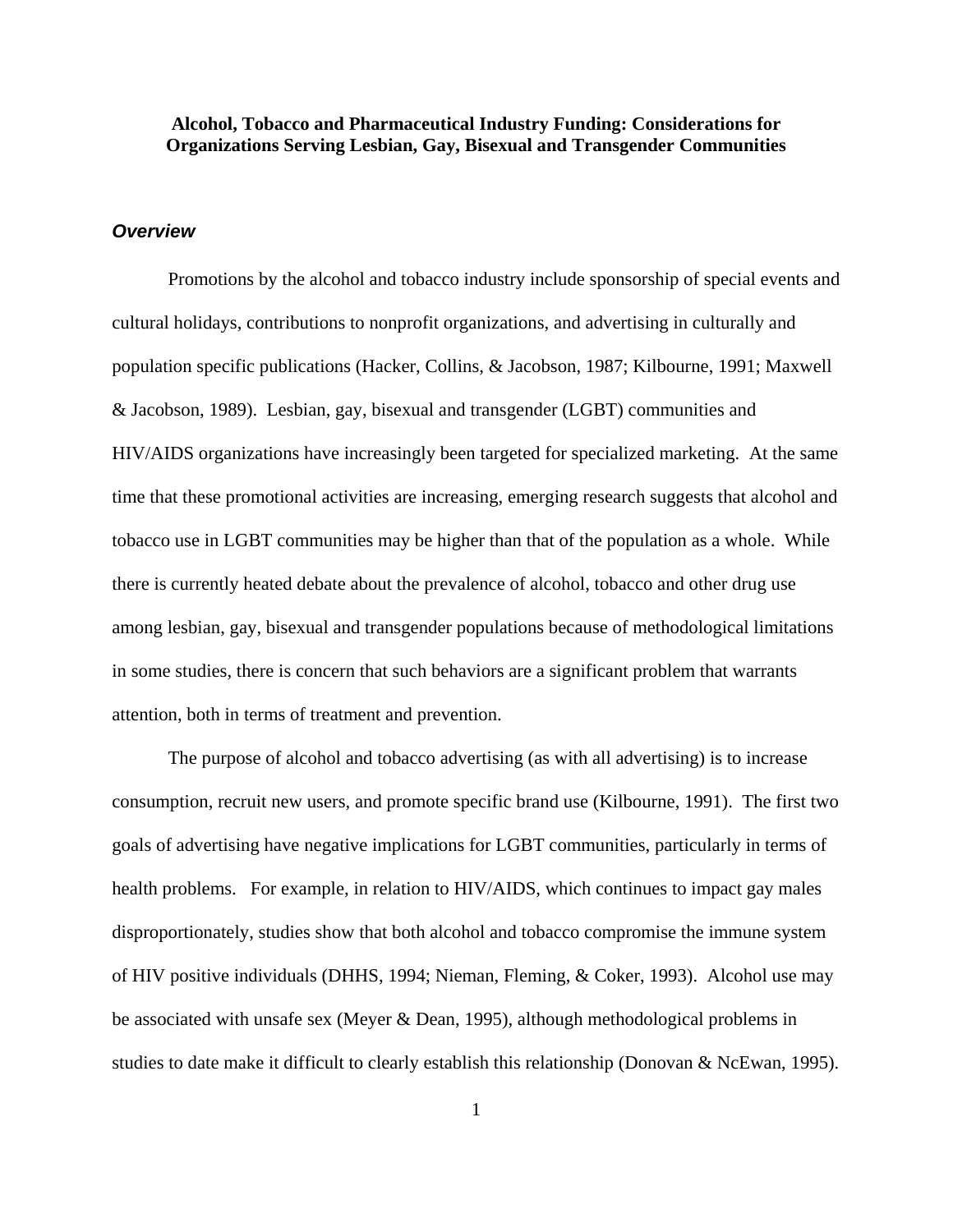**Alcohol, Tobacco and Pharmaceutical Industry Funding: Considerations for Organizations Serving Lesbian, Gay, Bisexual and Transgender Communities**

## ***Overview***

Promotions by the alcohol and tobacco industry include sponsorship of special events and cultural holidays, contributions to nonprofit organizations, and advertising in culturally and population specific publications (Hacker, Collins, & Jacobson, 1987; Kilbourne, 1991; Maxwell & Jacobson, 1989). Lesbian, gay, bisexual and transgender (LGBT) communities and HIV/AIDS organizations have increasingly been targeted for specialized marketing. At the same time that these promotional activities are increasing, emerging research suggests that alcohol and tobacco use in LGBT communities may be higher than that of the population as a whole. While there is currently heated debate about the prevalence of alcohol, tobacco and other drug use among lesbian, gay, bisexual and transgender populations because of methodological limitations in some studies, there is concern that such behaviors are a significant problem that warrants attention, both in terms of treatment and prevention.

The purpose of alcohol and tobacco advertising (as with all advertising) is to increase consumption, recruit new users, and promote specific brand use (Kilbourne, 1991). The first two goals of advertising have negative implications for LGBT communities, particularly in terms of health problems. For example, in relation to HIV/AIDS, which continues to impact gay males disproportionately, studies show that both alcohol and tobacco compromise the immune system of HIV positive individuals (DHHS, 1994; Nieman, Fleming, & Coker, 1993). Alcohol use may be associated with unsafe sex (Meyer & Dean, 1995), although methodological problems in studies to date make it difficult to clearly establish this relationship (Donovan & NcEwan, 1995).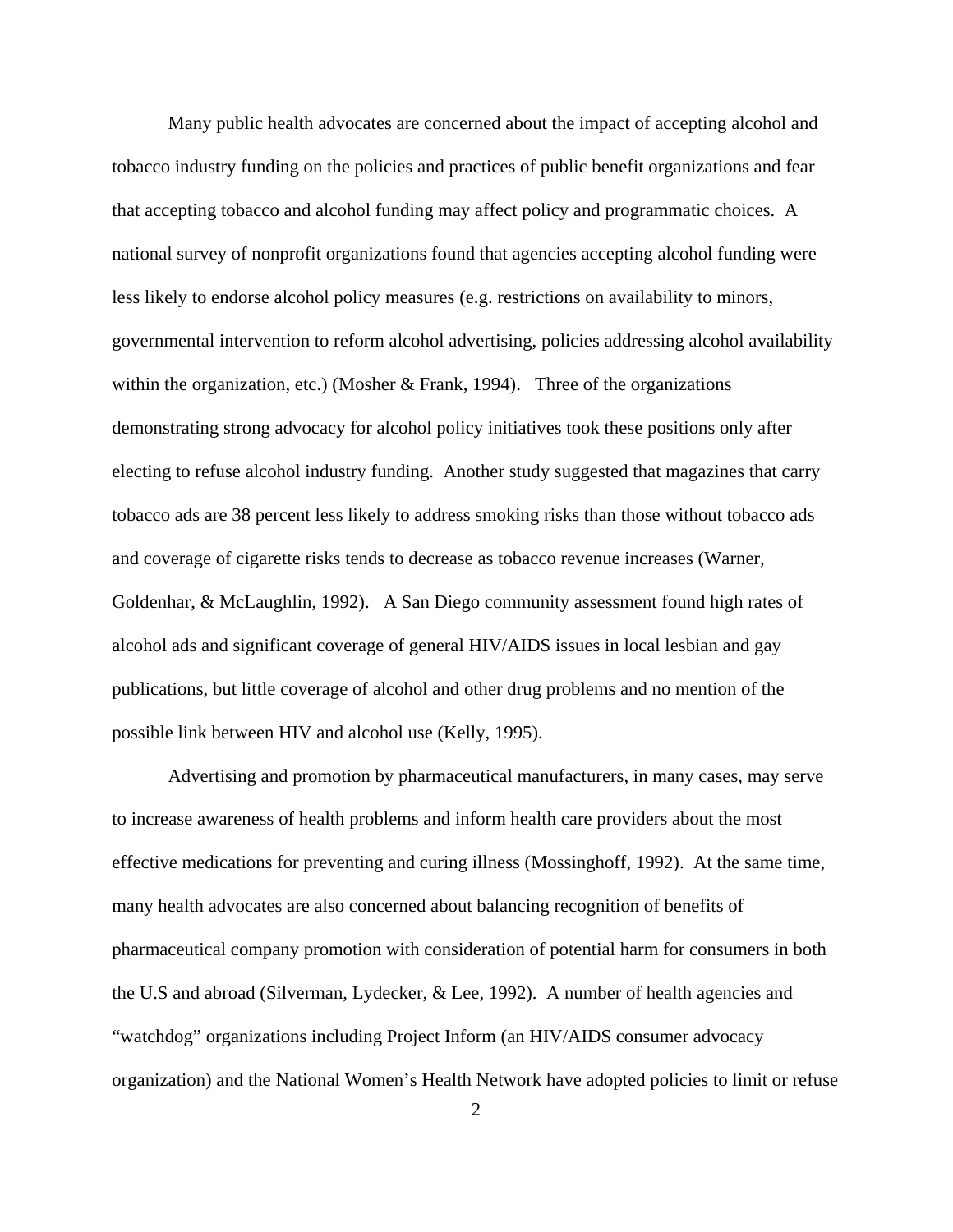Many public health advocates are concerned about the impact of accepting alcohol and tobacco industry funding on the policies and practices of public benefit organizations and fear that accepting tobacco and alcohol funding may affect policy and programmatic choices. A national survey of nonprofit organizations found that agencies accepting alcohol funding were less likely to endorse alcohol policy measures (e.g. restrictions on availability to minors, governmental intervention to reform alcohol advertising, policies addressing alcohol availability within the organization, etc.) (Mosher & Frank, 1994). Three of the organizations demonstrating strong advocacy for alcohol policy initiatives took these positions only after electing to refuse alcohol industry funding. Another study suggested that magazines that carry tobacco ads are 38 percent less likely to address smoking risks than those without tobacco ads and coverage of cigarette risks tends to decrease as tobacco revenue increases (Warner, Goldenhar, & McLaughlin, 1992). A San Diego community assessment found high rates of alcohol ads and significant coverage of general HIV/AIDS issues in local lesbian and gay publications, but little coverage of alcohol and other drug problems and no mention of the possible link between HIV and alcohol use (Kelly, 1995).

Advertising and promotion by pharmaceutical manufacturers, in many cases, may serve to increase awareness of health problems and inform health care providers about the most effective medications for preventing and curing illness (Mossinghoff, 1992). At the same time, many health advocates are also concerned about balancing recognition of benefits of pharmaceutical company promotion with consideration of potential harm for consumers in both the U.S and abroad (Silverman, Lydecker, & Lee, 1992). A number of health agencies and "watchdog" organizations including Project Inform (an HIV/AIDS consumer advocacy organization) and the National Women's Health Network have adopted policies to limit or refuse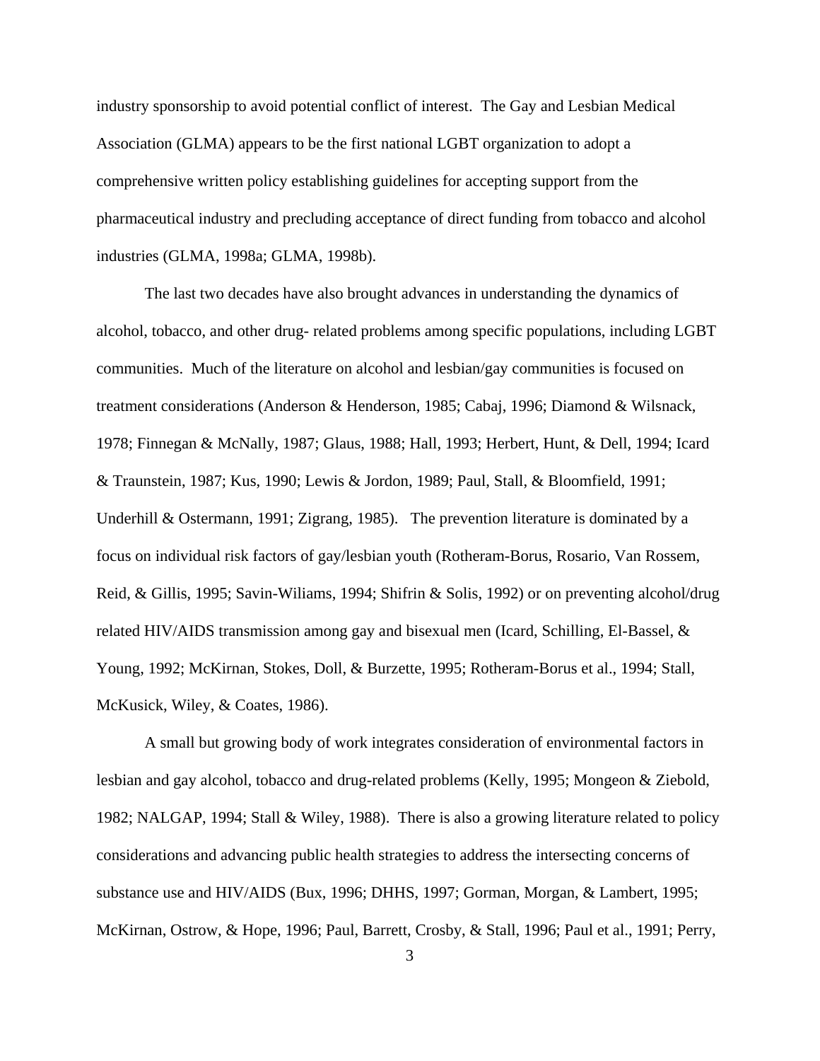industry sponsorship to avoid potential conflict of interest. The Gay and Lesbian Medical Association (GLMA) appears to be the first national LGBT organization to adopt a comprehensive written policy establishing guidelines for accepting support from the pharmaceutical industry and precluding acceptance of direct funding from tobacco and alcohol industries (GLMA, 1998a; GLMA, 1998b).

The last two decades have also brought advances in understanding the dynamics of alcohol, tobacco, and other drug- related problems among specific populations, including LGBT communities. Much of the literature on alcohol and lesbian/gay communities is focused on treatment considerations (Anderson & Henderson, 1985; Cabaj, 1996; Diamond & Wilsnack, 1978; Finnegan & McNally, 1987; Glaus, 1988; Hall, 1993; Herbert, Hunt, & Dell, 1994; Icard & Traunstein, 1987; Kus, 1990; Lewis & Jordon, 1989; Paul, Stall, & Bloomfield, 1991; Underhill & Ostermann, 1991; Zigrang, 1985). The prevention literature is dominated by a focus on individual risk factors of gay/lesbian youth (Rotheram-Borus, Rosario, Van Rossem, Reid, & Gillis, 1995; Savin-Wiliams, 1994; Shifrin & Solis, 1992) or on preventing alcohol/drug related HIV/AIDS transmission among gay and bisexual men (Icard, Schilling, El-Bassel, & Young, 1992; McKirnan, Stokes, Doll, & Burzette, 1995; Rotheram-Borus et al., 1994; Stall, McKusick, Wiley, & Coates, 1986).

A small but growing body of work integrates consideration of environmental factors in lesbian and gay alcohol, tobacco and drug-related problems (Kelly, 1995; Mongeon & Ziebold, 1982; NALGAP, 1994; Stall & Wiley, 1988). There is also a growing literature related to policy considerations and advancing public health strategies to address the intersecting concerns of substance use and HIV/AIDS (Bux, 1996; DHHS, 1997; Gorman, Morgan, & Lambert, 1995; McKirnan, Ostrow, & Hope, 1996; Paul, Barrett, Crosby, & Stall, 1996; Paul et al., 1991; Perry,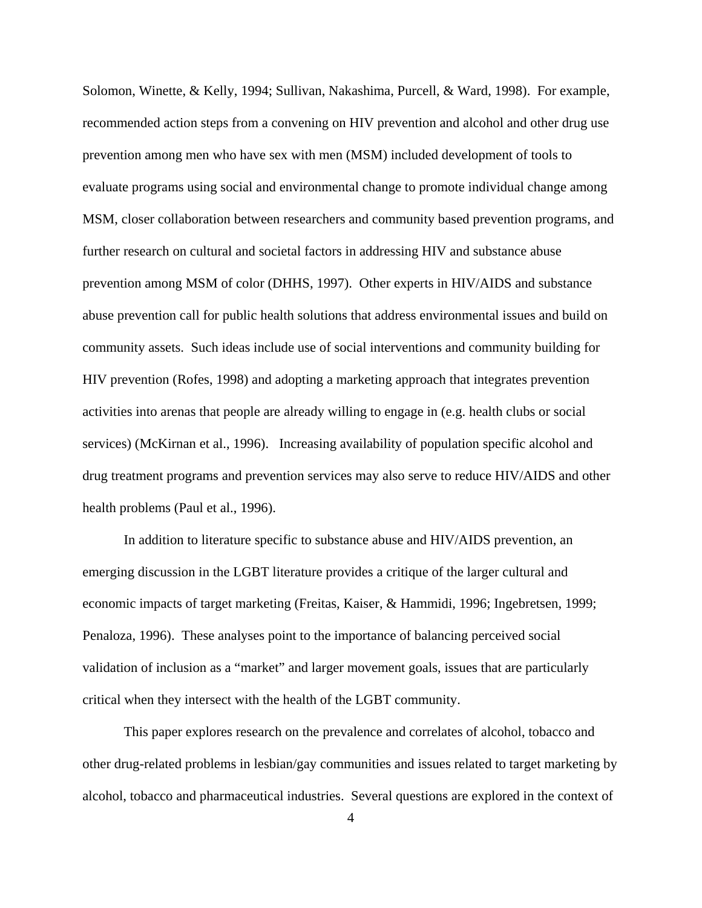Solomon, Winette, & Kelly, 1994; Sullivan, Nakashima, Purcell, & Ward, 1998). For example, recommended action steps from a convening on HIV prevention and alcohol and other drug use prevention among men who have sex with men (MSM) included development of tools to evaluate programs using social and environmental change to promote individual change among MSM, closer collaboration between researchers and community based prevention programs, and further research on cultural and societal factors in addressing HIV and substance abuse prevention among MSM of color (DHHS, 1997). Other experts in HIV/AIDS and substance abuse prevention call for public health solutions that address environmental issues and build on community assets. Such ideas include use of social interventions and community building for HIV prevention (Rofes, 1998) and adopting a marketing approach that integrates prevention activities into arenas that people are already willing to engage in (e.g. health clubs or social services) (McKirnan et al., 1996). Increasing availability of population specific alcohol and drug treatment programs and prevention services may also serve to reduce HIV/AIDS and other health problems (Paul et al., 1996).

In addition to literature specific to substance abuse and HIV/AIDS prevention, an emerging discussion in the LGBT literature provides a critique of the larger cultural and economic impacts of target marketing (Freitas, Kaiser, & Hammidi, 1996; Ingebretsen, 1999; Penaloza, 1996). These analyses point to the importance of balancing perceived social validation of inclusion as a "market" and larger movement goals, issues that are particularly critical when they intersect with the health of the LGBT community.

This paper explores research on the prevalence and correlates of alcohol, tobacco and other drug-related problems in lesbian/gay communities and issues related to target marketing by alcohol, tobacco and pharmaceutical industries. Several questions are explored in the context of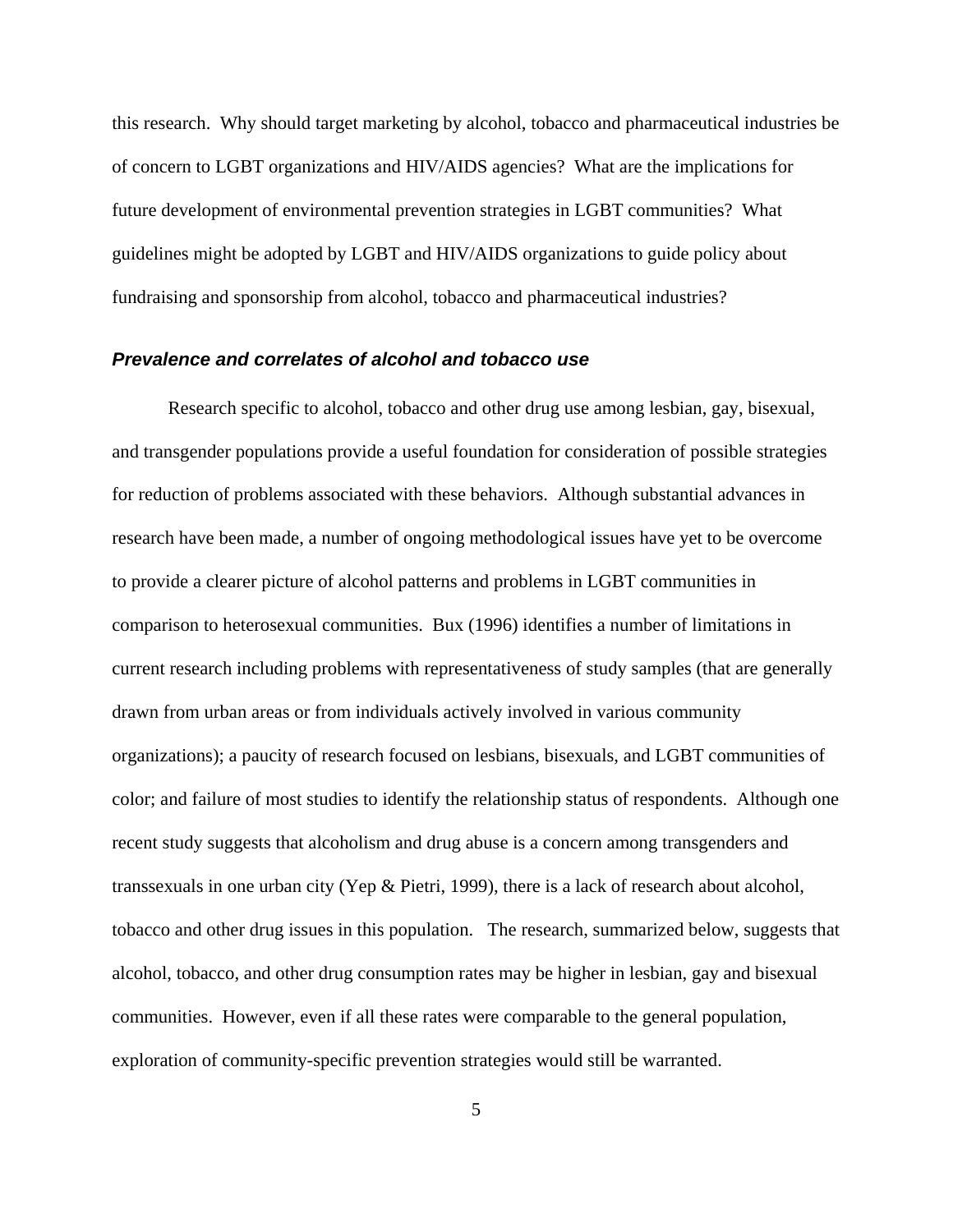this research. Why should target marketing by alcohol, tobacco and pharmaceutical industries be of concern to LGBT organizations and HIV/AIDS agencies? What are the implications for future development of environmental prevention strategies in LGBT communities? What guidelines might be adopted by LGBT and HIV/AIDS organizations to guide policy about fundraising and sponsorship from alcohol, tobacco and pharmaceutical industries?

### *Prevalence and correlates of alcohol and tobacco use*

Research specific to alcohol, tobacco and other drug use among lesbian, gay, bisexual, and transgender populations provide a useful foundation for consideration of possible strategies for reduction of problems associated with these behaviors. Although substantial advances in research have been made, a number of ongoing methodological issues have yet to be overcome to provide a clearer picture of alcohol patterns and problems in LGBT communities in comparison to heterosexual communities. Bux (1996) identifies a number of limitations in current research including problems with representativeness of study samples (that are generally drawn from urban areas or from individuals actively involved in various community organizations); a paucity of research focused on lesbians, bisexuals, and LGBT communities of color; and failure of most studies to identify the relationship status of respondents. Although one recent study suggests that alcoholism and drug abuse is a concern among transgenders and transsexuals in one urban city (Yep & Pietri, 1999), there is a lack of research about alcohol, tobacco and other drug issues in this population. The research, summarized below, suggests that alcohol, tobacco, and other drug consumption rates may be higher in lesbian, gay and bisexual communities. However, even if all these rates were comparable to the general population, exploration of community-specific prevention strategies would still be warranted.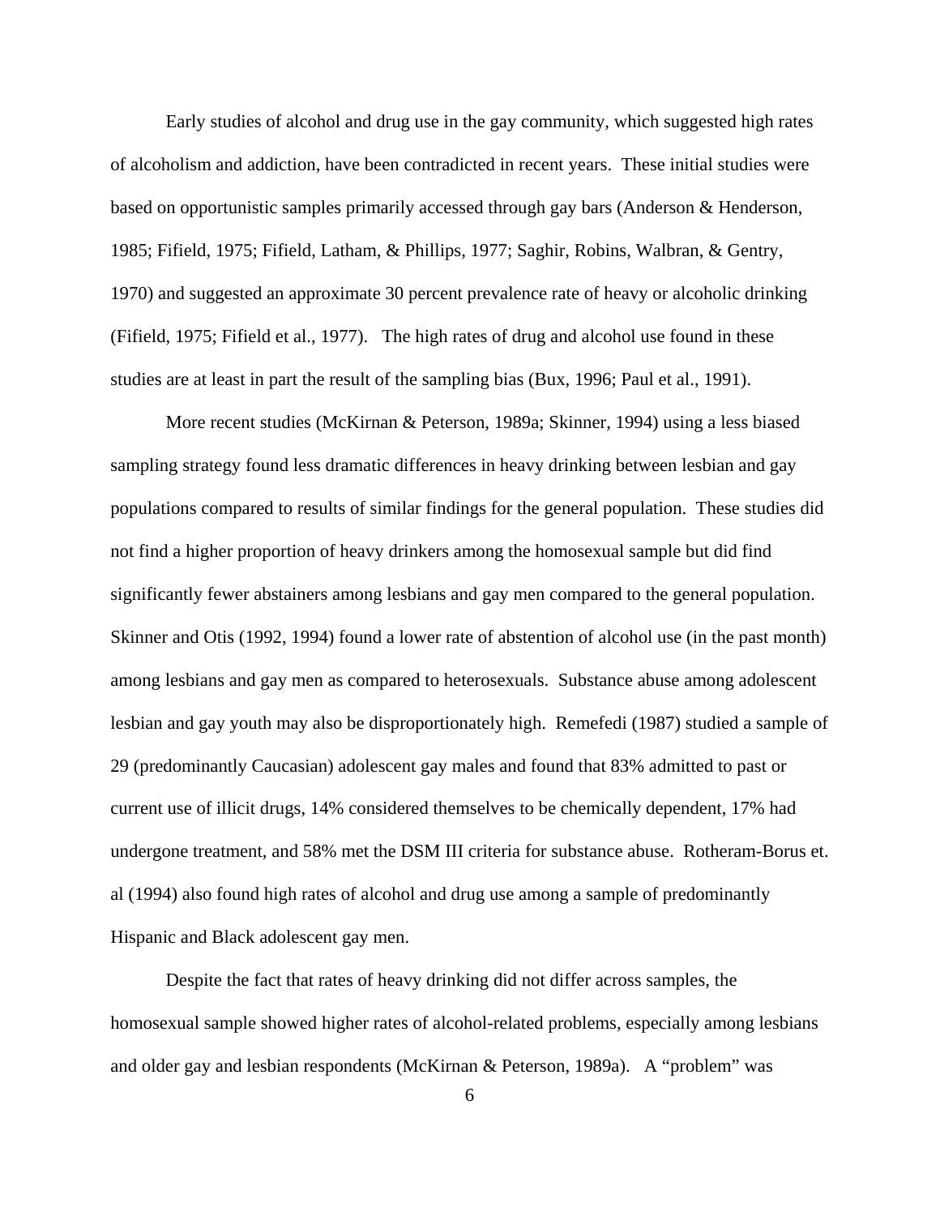Early studies of alcohol and drug use in the gay community, which suggested high rates of alcoholism and addiction, have been contradicted in recent years. These initial studies were based on opportunistic samples primarily accessed through gay bars (Anderson & Henderson, 1985; Fifield, 1975; Fifield, Latham, & Phillips, 1977; Saghir, Robins, Walbran, & Gentry, 1970) and suggested an approximate 30 percent prevalence rate of heavy or alcoholic drinking (Fifield, 1975; Fifield et al., 1977). The high rates of drug and alcohol use found in these studies are at least in part the result of the sampling bias (Bux, 1996; Paul et al., 1991).

More recent studies (McKirnan & Peterson, 1989a; Skinner, 1994) using a less biased sampling strategy found less dramatic differences in heavy drinking between lesbian and gay populations compared to results of similar findings for the general population. These studies did not find a higher proportion of heavy drinkers among the homosexual sample but did find significantly fewer abstainers among lesbians and gay men compared to the general population. Skinner and Otis (1992, 1994) found a lower rate of abstention of alcohol use (in the past month) among lesbians and gay men as compared to heterosexuals. Substance abuse among adolescent lesbian and gay youth may also be disproportionately high. Remefedi (1987) studied a sample of 29 (predominantly Caucasian) adolescent gay males and found that 83% admitted to past or current use of illicit drugs, 14% considered themselves to be chemically dependent, 17% had undergone treatment, and 58% met the DSM III criteria for substance abuse. Rotheram-Borus et. al (1994) also found high rates of alcohol and drug use among a sample of predominantly Hispanic and Black adolescent gay men.

Despite the fact that rates of heavy drinking did not differ across samples, the homosexual sample showed higher rates of alcohol-related problems, especially among lesbians and older gay and lesbian respondents (McKirnan & Peterson, 1989a). A "problem" was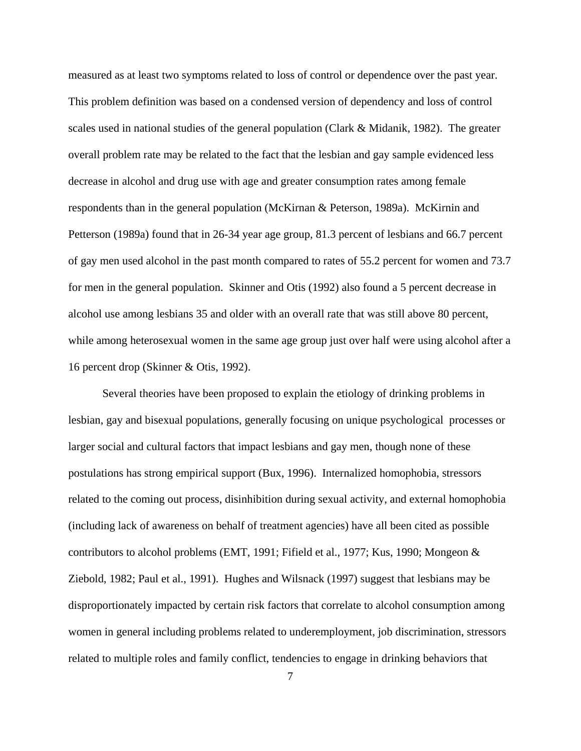measured as at least two symptoms related to loss of control or dependence over the past year. This problem definition was based on a condensed version of dependency and loss of control scales used in national studies of the general population (Clark & Midanik, 1982). The greater overall problem rate may be related to the fact that the lesbian and gay sample evidenced less decrease in alcohol and drug use with age and greater consumption rates among female respondents than in the general population (McKirnan & Peterson, 1989a). McKirnin and Petterson (1989a) found that in 26-34 year age group, 81.3 percent of lesbians and 66.7 percent of gay men used alcohol in the past month compared to rates of 55.2 percent for women and 73.7 for men in the general population. Skinner and Otis (1992) also found a 5 percent decrease in alcohol use among lesbians 35 and older with an overall rate that was still above 80 percent, while among heterosexual women in the same age group just over half were using alcohol after a 16 percent drop (Skinner & Otis, 1992).

Several theories have been proposed to explain the etiology of drinking problems in lesbian, gay and bisexual populations, generally focusing on unique psychological processes or larger social and cultural factors that impact lesbians and gay men, though none of these postulations has strong empirical support (Bux, 1996). Internalized homophobia, stressors related to the coming out process, disinhibition during sexual activity, and external homophobia (including lack of awareness on behalf of treatment agencies) have all been cited as possible contributors to alcohol problems (EMT, 1991; Fifield et al., 1977; Kus, 1990; Mongeon & Ziebold, 1982; Paul et al., 1991). Hughes and Wilsnack (1997) suggest that lesbians may be disproportionately impacted by certain risk factors that correlate to alcohol consumption among women in general including problems related to underemployment, job discrimination, stressors related to multiple roles and family conflict, tendencies to engage in drinking behaviors that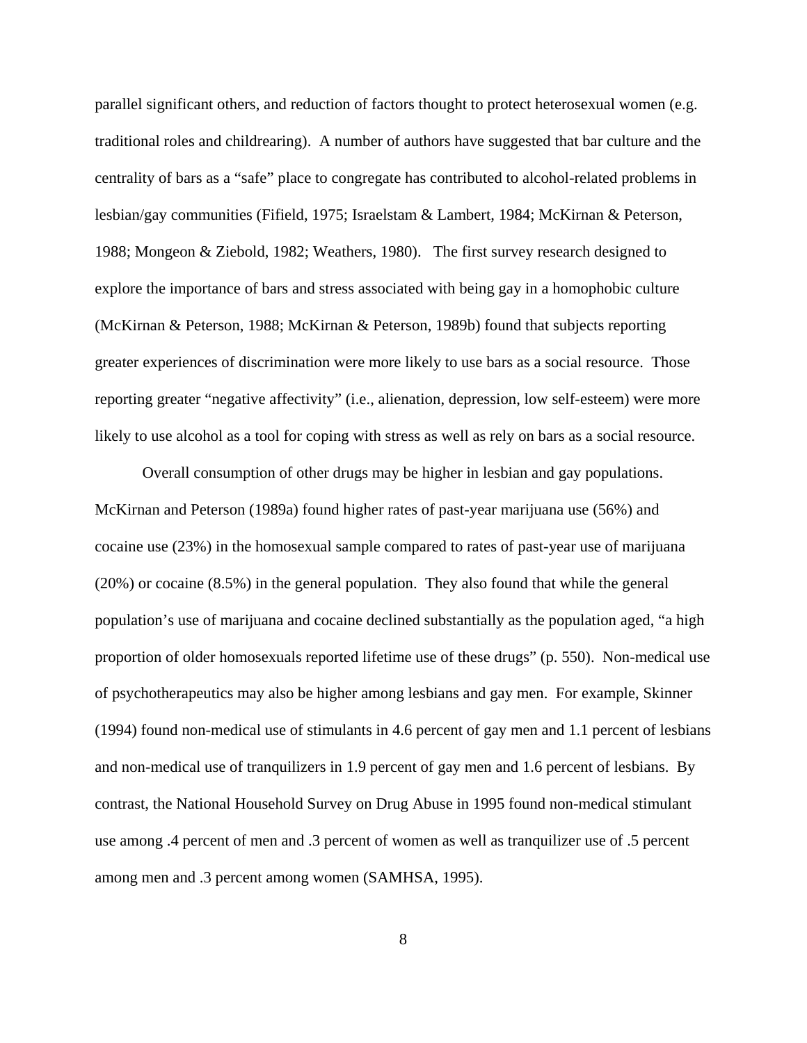parallel significant others, and reduction of factors thought to protect heterosexual women (e.g. traditional roles and childrearing). A number of authors have suggested that bar culture and the centrality of bars as a "safe" place to congregate has contributed to alcohol-related problems in lesbian/gay communities (Fifield, 1975; Israelstam & Lambert, 1984; McKirnan & Peterson, 1988; Mongeon & Ziebold, 1982; Weathers, 1980). The first survey research designed to explore the importance of bars and stress associated with being gay in a homophobic culture (McKirnan & Peterson, 1988; McKirnan & Peterson, 1989b) found that subjects reporting greater experiences of discrimination were more likely to use bars as a social resource. Those reporting greater "negative affectivity" (i.e., alienation, depression, low self-esteem) were more likely to use alcohol as a tool for coping with stress as well as rely on bars as a social resource.

Overall consumption of other drugs may be higher in lesbian and gay populations. McKirnan and Peterson (1989a) found higher rates of past-year marijuana use (56%) and cocaine use (23%) in the homosexual sample compared to rates of past-year use of marijuana (20%) or cocaine (8.5%) in the general population. They also found that while the general population's use of marijuana and cocaine declined substantially as the population aged, "a high proportion of older homosexuals reported lifetime use of these drugs" (p. 550). Non-medical use of psychotherapeutics may also be higher among lesbians and gay men. For example, Skinner (1994) found non-medical use of stimulants in 4.6 percent of gay men and 1.1 percent of lesbians and non-medical use of tranquilizers in 1.9 percent of gay men and 1.6 percent of lesbians. By contrast, the National Household Survey on Drug Abuse in 1995 found non-medical stimulant use among .4 percent of men and .3 percent of women as well as tranquilizer use of .5 percent among men and .3 percent among women (SAMHSA, 1995).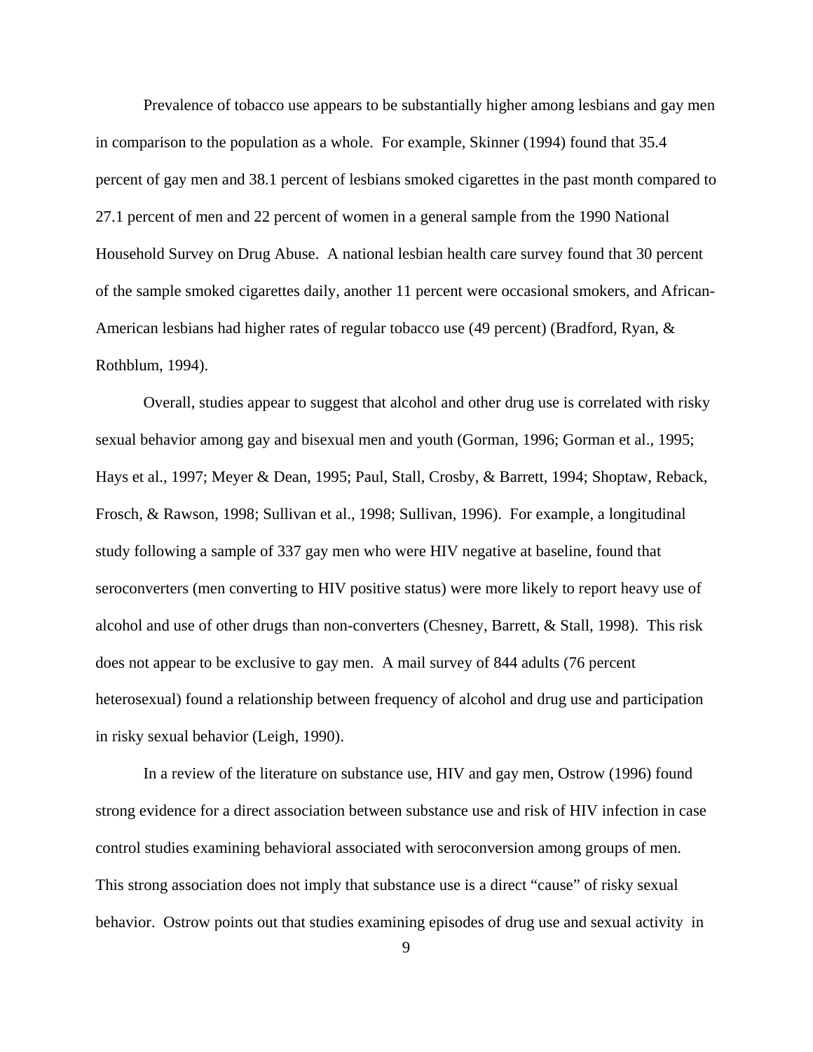Prevalence of tobacco use appears to be substantially higher among lesbians and gay men in comparison to the population as a whole. For example, Skinner (1994) found that 35.4 percent of gay men and 38.1 percent of lesbians smoked cigarettes in the past month compared to 27.1 percent of men and 22 percent of women in a general sample from the 1990 National Household Survey on Drug Abuse. A national lesbian health care survey found that 30 percent of the sample smoked cigarettes daily, another 11 percent were occasional smokers, and African-American lesbians had higher rates of regular tobacco use (49 percent) (Bradford, Ryan, & Rothblum, 1994).

Overall, studies appear to suggest that alcohol and other drug use is correlated with risky sexual behavior among gay and bisexual men and youth (Gorman, 1996; Gorman et al., 1995; Hays et al., 1997; Meyer & Dean, 1995; Paul, Stall, Crosby, & Barrett, 1994; Shoptaw, Reback, Frosch, & Rawson, 1998; Sullivan et al., 1998; Sullivan, 1996). For example, a longitudinal study following a sample of 337 gay men who were HIV negative at baseline, found that seroconverters (men converting to HIV positive status) were more likely to report heavy use of alcohol and use of other drugs than non-converters (Chesney, Barrett, & Stall, 1998). This risk does not appear to be exclusive to gay men. A mail survey of 844 adults (76 percent heterosexual) found a relationship between frequency of alcohol and drug use and participation in risky sexual behavior (Leigh, 1990).

In a review of the literature on substance use, HIV and gay men, Ostrow (1996) found strong evidence for a direct association between substance use and risk of HIV infection in case control studies examining behavioral associated with seroconversion among groups of men. This strong association does not imply that substance use is a direct "cause" of risky sexual behavior. Ostrow points out that studies examining episodes of drug use and sexual activity in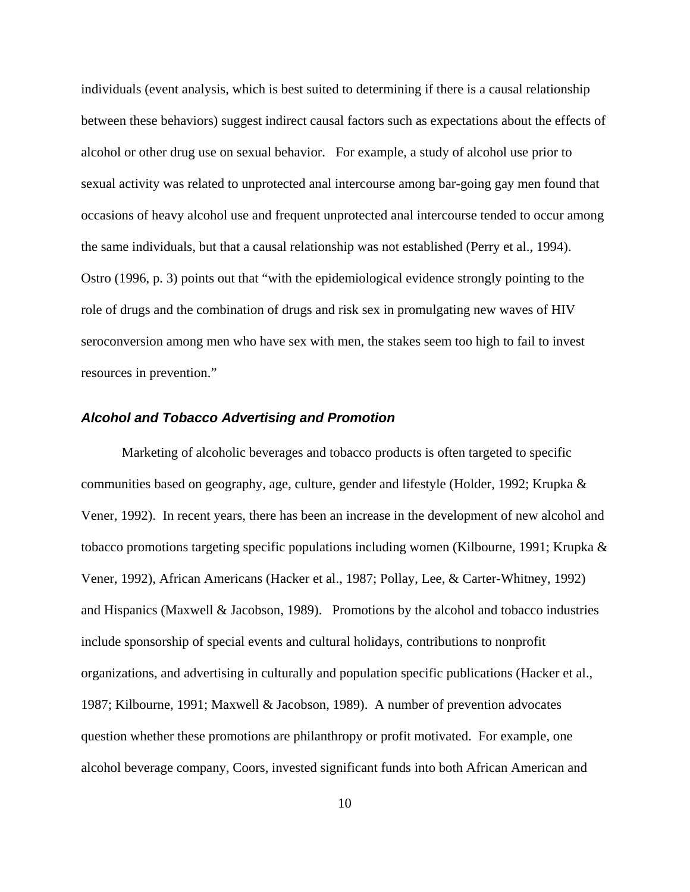individuals (event analysis, which is best suited to determining if there is a causal relationship between these behaviors) suggest indirect causal factors such as expectations about the effects of alcohol or other drug use on sexual behavior.   For example, a study of alcohol use prior to sexual activity was related to unprotected anal intercourse among bar-going gay men found that occasions of heavy alcohol use and frequent unprotected anal intercourse tended to occur among the same individuals, but that a causal relationship was not established (Perry et al., 1994). Ostro (1996, p. 3) points out that "with the epidemiological evidence strongly pointing to the role of drugs and the combination of drugs and risk sex in promulgating new waves of HIV seroconversion among men who have sex with men, the stakes seem too high to fail to invest resources in prevention."

### *Alcohol and Tobacco Advertising and Promotion*

Marketing of alcoholic beverages and tobacco products is often targeted to specific communities based on geography, age, culture, gender and lifestyle (Holder, 1992; Krupka & Vener, 1992).  In recent years, there has been an increase in the development of new alcohol and tobacco promotions targeting specific populations including women (Kilbourne, 1991; Krupka & Vener, 1992), African Americans (Hacker et al., 1987; Pollay, Lee, & Carter-Whitney, 1992) and Hispanics (Maxwell & Jacobson, 1989).   Promotions by the alcohol and tobacco industries include sponsorship of special events and cultural holidays, contributions to nonprofit organizations, and advertising in culturally and population specific publications (Hacker et al., 1987; Kilbourne, 1991; Maxwell & Jacobson, 1989).  A number of prevention advocates question whether these promotions are philanthropy or profit motivated.  For example, one alcohol beverage company, Coors, invested significant funds into both African American and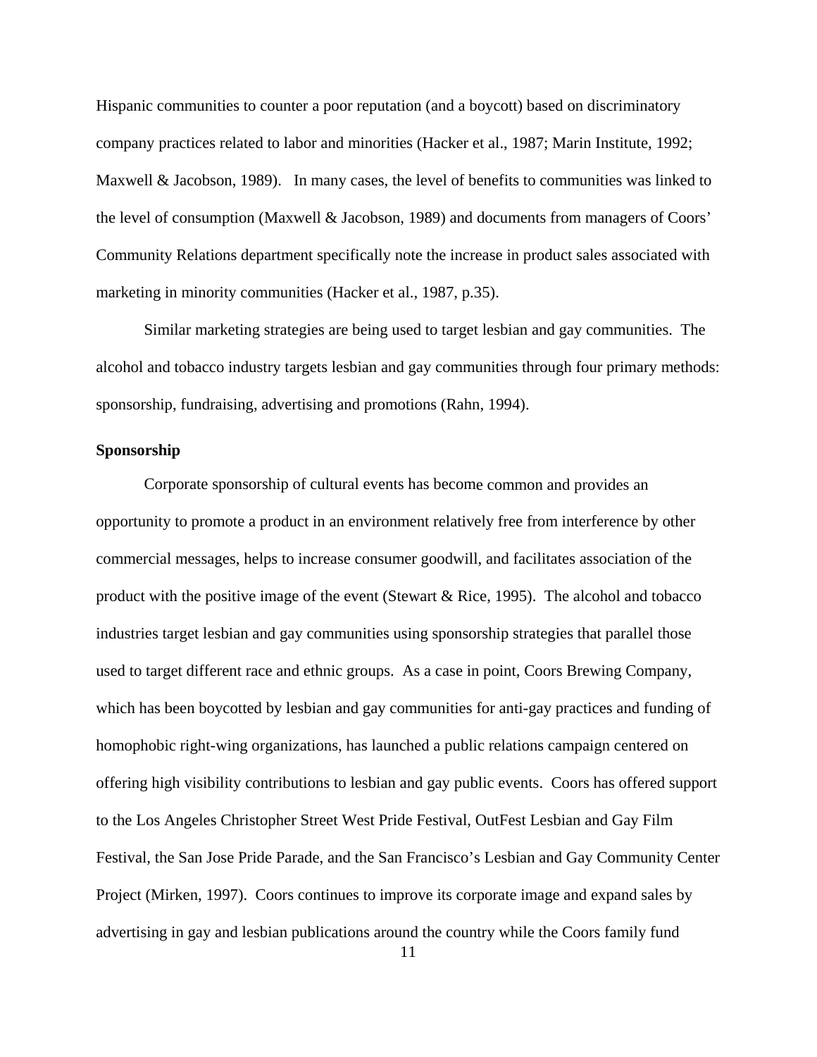Hispanic communities to counter a poor reputation (and a boycott) based on discriminatory company practices related to labor and minorities (Hacker et al., 1987; Marin Institute, 1992; Maxwell & Jacobson, 1989). In many cases, the level of benefits to communities was linked to the level of consumption (Maxwell & Jacobson, 1989) and documents from managers of Coors' Community Relations department specifically note the increase in product sales associated with marketing in minority communities (Hacker et al., 1987, p.35).

Similar marketing strategies are being used to target lesbian and gay communities. The alcohol and tobacco industry targets lesbian and gay communities through four primary methods: sponsorship, fundraising, advertising and promotions (Rahn, 1994).

**Sponsorship**

Corporate sponsorship of cultural events has become common and provides an opportunity to promote a product in an environment relatively free from interference by other commercial messages, helps to increase consumer goodwill, and facilitates association of the product with the positive image of the event (Stewart & Rice, 1995). The alcohol and tobacco industries target lesbian and gay communities using sponsorship strategies that parallel those used to target different race and ethnic groups. As a case in point, Coors Brewing Company, which has been boycotted by lesbian and gay communities for anti-gay practices and funding of homophobic right-wing organizations, has launched a public relations campaign centered on offering high visibility contributions to lesbian and gay public events. Coors has offered support to the Los Angeles Christopher Street West Pride Festival, OutFest Lesbian and Gay Film Festival, the San Jose Pride Parade, and the San Francisco's Lesbian and Gay Community Center Project (Mirken, 1997). Coors continues to improve its corporate image and expand sales by advertising in gay and lesbian publications around the country while the Coors family fund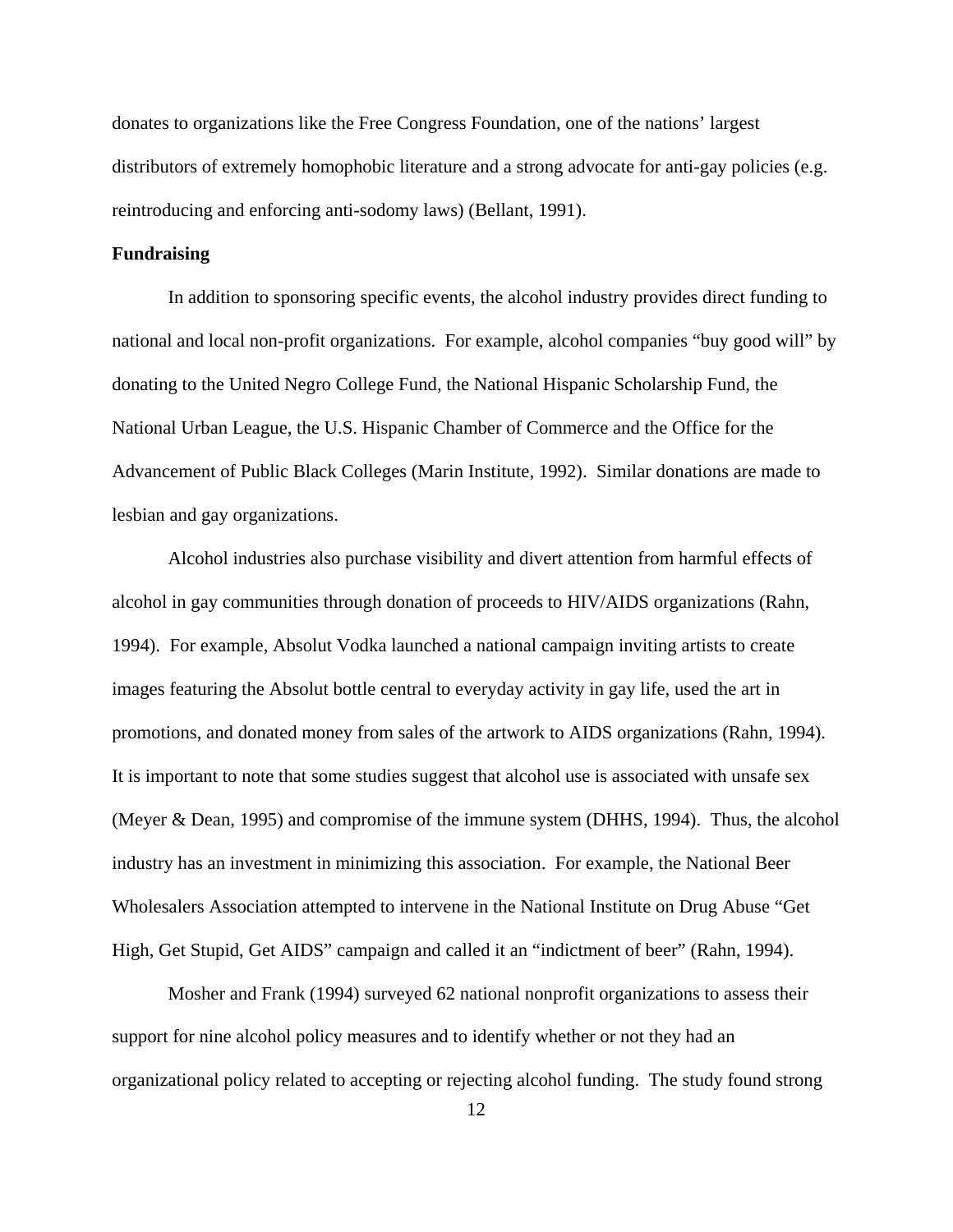donates to organizations like the Free Congress Foundation, one of the nations' largest distributors of extremely homophobic literature and a strong advocate for anti-gay policies (e.g. reintroducing and enforcing anti-sodomy laws) (Bellant, 1991).

**Fundraising**

In addition to sponsoring specific events, the alcohol industry provides direct funding to national and local non-profit organizations. For example, alcohol companies "buy good will" by donating to the United Negro College Fund, the National Hispanic Scholarship Fund, the National Urban League, the U.S. Hispanic Chamber of Commerce and the Office for the Advancement of Public Black Colleges (Marin Institute, 1992). Similar donations are made to lesbian and gay organizations.

Alcohol industries also purchase visibility and divert attention from harmful effects of alcohol in gay communities through donation of proceeds to HIV/AIDS organizations (Rahn, 1994). For example, Absolut Vodka launched a national campaign inviting artists to create images featuring the Absolut bottle central to everyday activity in gay life, used the art in promotions, and donated money from sales of the artwork to AIDS organizations (Rahn, 1994). It is important to note that some studies suggest that alcohol use is associated with unsafe sex (Meyer & Dean, 1995) and compromise of the immune system (DHHS, 1994). Thus, the alcohol industry has an investment in minimizing this association. For example, the National Beer Wholesalers Association attempted to intervene in the National Institute on Drug Abuse "Get High, Get Stupid, Get AIDS" campaign and called it an "indictment of beer" (Rahn, 1994).

Mosher and Frank (1994) surveyed 62 national nonprofit organizations to assess their support for nine alcohol policy measures and to identify whether or not they had an organizational policy related to accepting or rejecting alcohol funding. The study found strong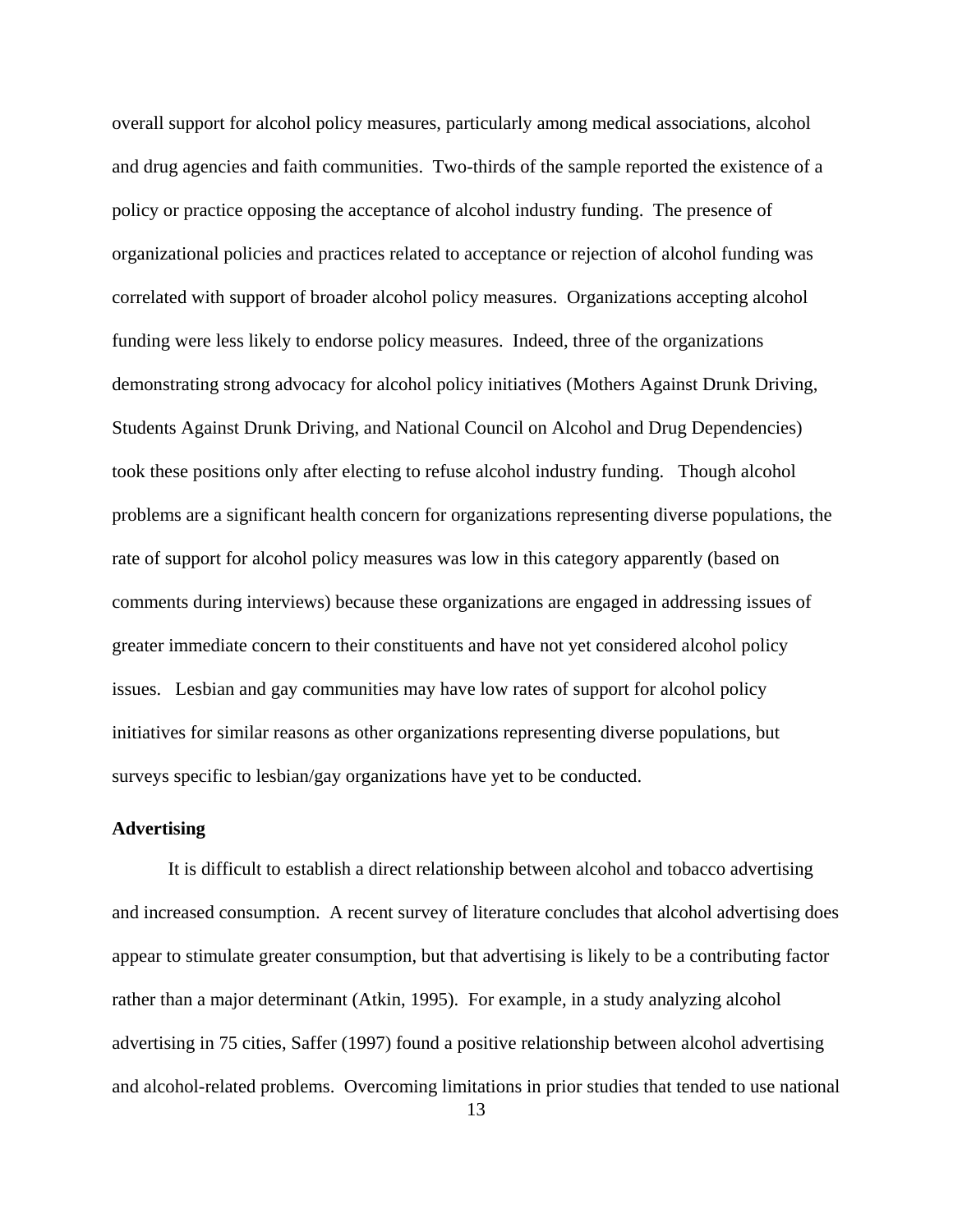overall support for alcohol policy measures, particularly among medical associations, alcohol and drug agencies and faith communities. Two-thirds of the sample reported the existence of a policy or practice opposing the acceptance of alcohol industry funding. The presence of organizational policies and practices related to acceptance or rejection of alcohol funding was correlated with support of broader alcohol policy measures. Organizations accepting alcohol funding were less likely to endorse policy measures. Indeed, three of the organizations demonstrating strong advocacy for alcohol policy initiatives (Mothers Against Drunk Driving, Students Against Drunk Driving, and National Council on Alcohol and Drug Dependencies) took these positions only after electing to refuse alcohol industry funding. Though alcohol problems are a significant health concern for organizations representing diverse populations, the rate of support for alcohol policy measures was low in this category apparently (based on comments during interviews) because these organizations are engaged in addressing issues of greater immediate concern to their constituents and have not yet considered alcohol policy issues. Lesbian and gay communities may have low rates of support for alcohol policy initiatives for similar reasons as other organizations representing diverse populations, but surveys specific to lesbian/gay organizations have yet to be conducted.

**Advertising**

It is difficult to establish a direct relationship between alcohol and tobacco advertising and increased consumption. A recent survey of literature concludes that alcohol advertising does appear to stimulate greater consumption, but that advertising is likely to be a contributing factor rather than a major determinant (Atkin, 1995). For example, in a study analyzing alcohol advertising in 75 cities, Saffer (1997) found a positive relationship between alcohol advertising and alcohol-related problems. Overcoming limitations in prior studies that tended to use national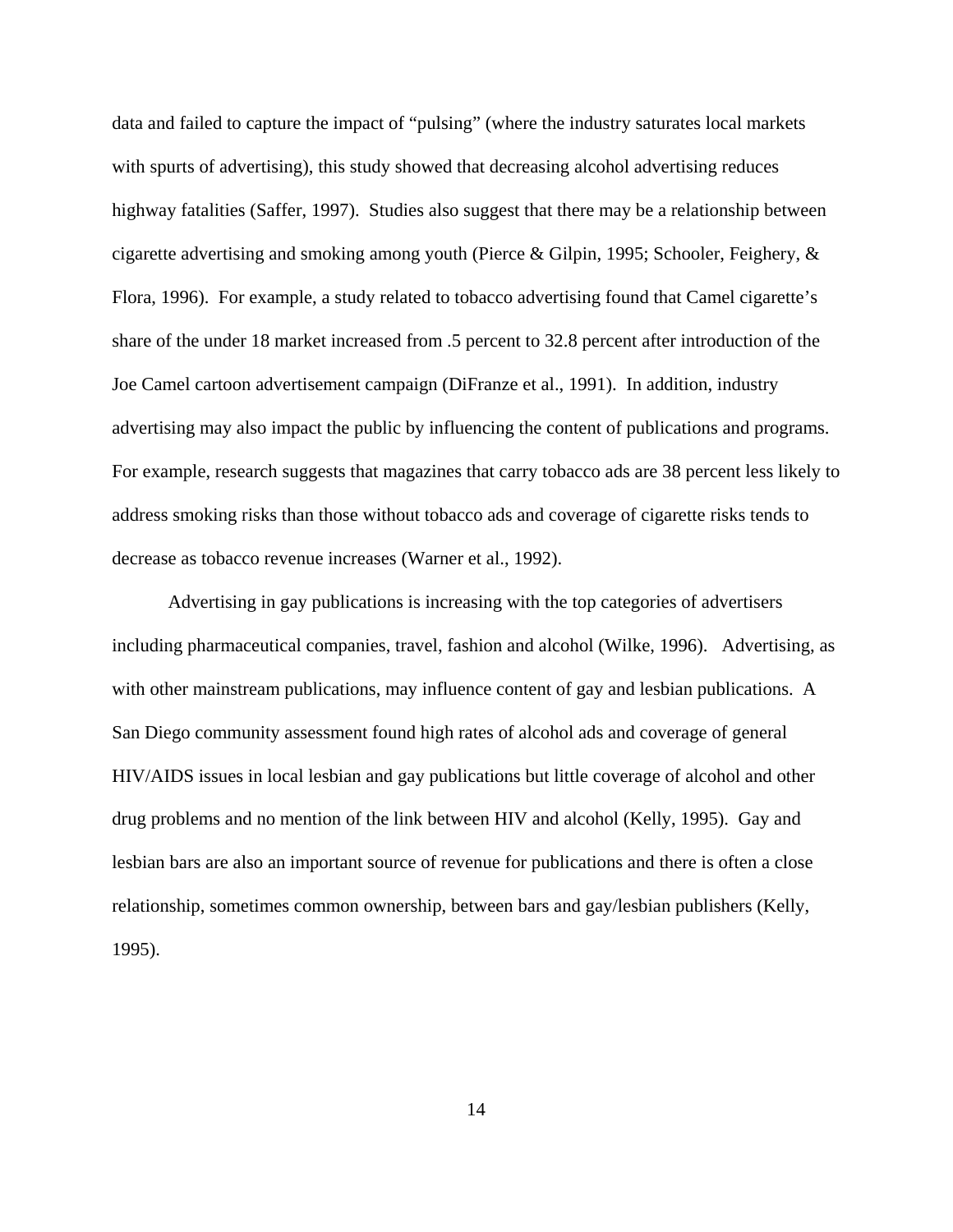data and failed to capture the impact of "pulsing" (where the industry saturates local markets with spurts of advertising), this study showed that decreasing alcohol advertising reduces highway fatalities (Saffer, 1997). Studies also suggest that there may be a relationship between cigarette advertising and smoking among youth (Pierce & Gilpin, 1995; Schooler, Feighery, & Flora, 1996). For example, a study related to tobacco advertising found that Camel cigarette's share of the under 18 market increased from .5 percent to 32.8 percent after introduction of the Joe Camel cartoon advertisement campaign (DiFranze et al., 1991). In addition, industry advertising may also impact the public by influencing the content of publications and programs. For example, research suggests that magazines that carry tobacco ads are 38 percent less likely to address smoking risks than those without tobacco ads and coverage of cigarette risks tends to decrease as tobacco revenue increases (Warner et al., 1992).

Advertising in gay publications is increasing with the top categories of advertisers including pharmaceutical companies, travel, fashion and alcohol (Wilke, 1996). Advertising, as with other mainstream publications, may influence content of gay and lesbian publications. A San Diego community assessment found high rates of alcohol ads and coverage of general HIV/AIDS issues in local lesbian and gay publications but little coverage of alcohol and other drug problems and no mention of the link between HIV and alcohol (Kelly, 1995). Gay and lesbian bars are also an important source of revenue for publications and there is often a close relationship, sometimes common ownership, between bars and gay/lesbian publishers (Kelly, 1995).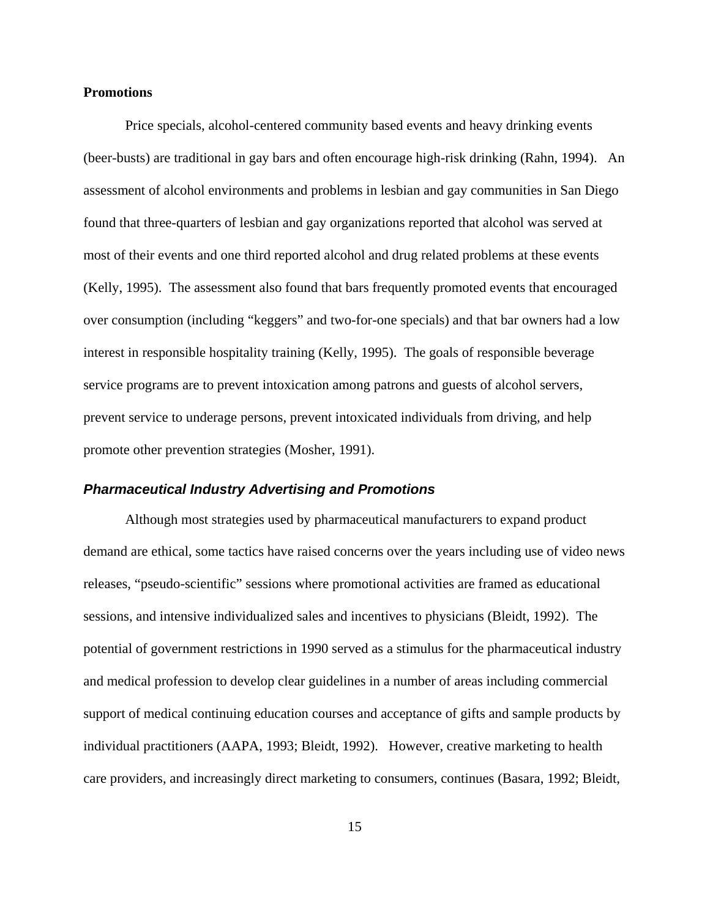### **Promotions**

Price specials, alcohol-centered community based events and heavy drinking events (beer-busts) are traditional in gay bars and often encourage high-risk drinking (Rahn, 1994). An assessment of alcohol environments and problems in lesbian and gay communities in San Diego found that three-quarters of lesbian and gay organizations reported that alcohol was served at most of their events and one third reported alcohol and drug related problems at these events (Kelly, 1995). The assessment also found that bars frequently promoted events that encouraged over consumption (including "keggers" and two-for-one specials) and that bar owners had a low interest in responsible hospitality training (Kelly, 1995). The goals of responsible beverage service programs are to prevent intoxication among patrons and guests of alcohol servers, prevent service to underage persons, prevent intoxicated individuals from driving, and help promote other prevention strategies (Mosher, 1991).

### ***Pharmaceutical Industry Advertising and Promotions***

Although most strategies used by pharmaceutical manufacturers to expand product demand are ethical, some tactics have raised concerns over the years including use of video news releases, "pseudo-scientific" sessions where promotional activities are framed as educational sessions, and intensive individualized sales and incentives to physicians (Bleidt, 1992). The potential of government restrictions in 1990 served as a stimulus for the pharmaceutical industry and medical profession to develop clear guidelines in a number of areas including commercial support of medical continuing education courses and acceptance of gifts and sample products by individual practitioners (AAPA, 1993; Bleidt, 1992). However, creative marketing to health care providers, and increasingly direct marketing to consumers, continues (Basara, 1992; Bleidt,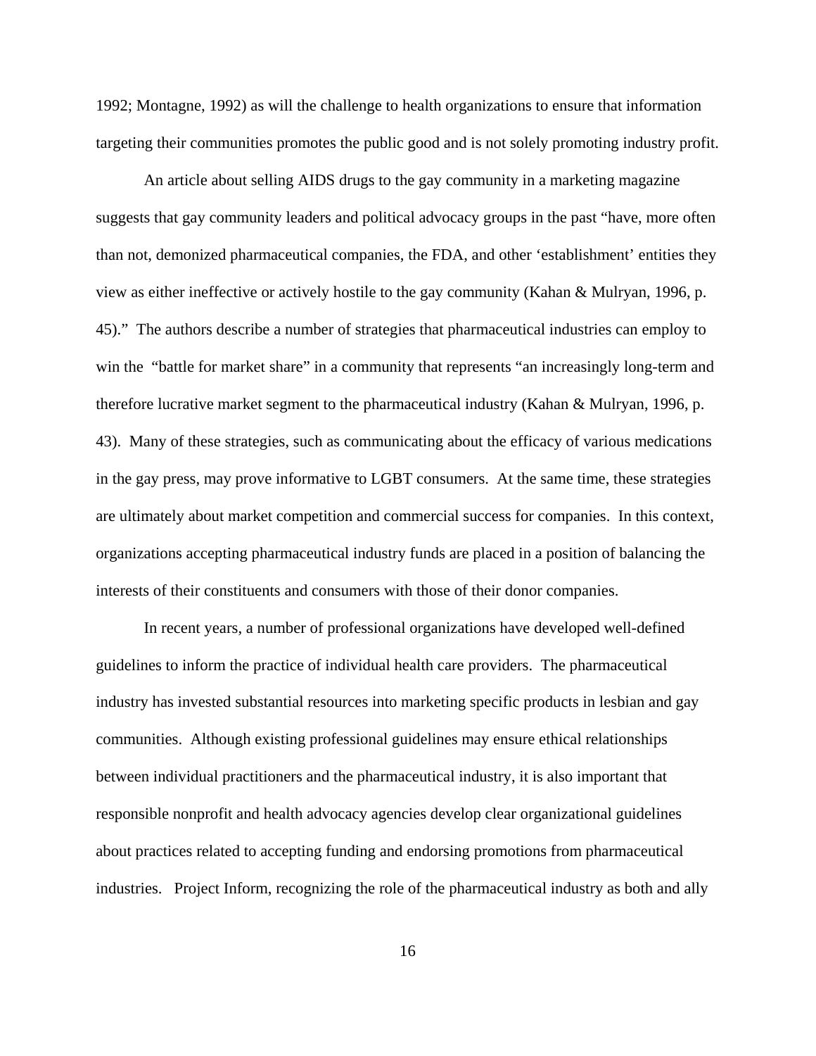1992; Montagne, 1992) as will the challenge to health organizations to ensure that information targeting their communities promotes the public good and is not solely promoting industry profit.

An article about selling AIDS drugs to the gay community in a marketing magazine suggests that gay community leaders and political advocacy groups in the past "have, more often than not, demonized pharmaceutical companies, the FDA, and other 'establishment' entities they view as either ineffective or actively hostile to the gay community (Kahan & Mulryan, 1996, p. 45)." The authors describe a number of strategies that pharmaceutical industries can employ to win the "battle for market share" in a community that represents "an increasingly long-term and therefore lucrative market segment to the pharmaceutical industry (Kahan & Mulryan, 1996, p. 43). Many of these strategies, such as communicating about the efficacy of various medications in the gay press, may prove informative to LGBT consumers. At the same time, these strategies are ultimately about market competition and commercial success for companies. In this context, organizations accepting pharmaceutical industry funds are placed in a position of balancing the interests of their constituents and consumers with those of their donor companies.

In recent years, a number of professional organizations have developed well-defined guidelines to inform the practice of individual health care providers. The pharmaceutical industry has invested substantial resources into marketing specific products in lesbian and gay communities. Although existing professional guidelines may ensure ethical relationships between individual practitioners and the pharmaceutical industry, it is also important that responsible nonprofit and health advocacy agencies develop clear organizational guidelines about practices related to accepting funding and endorsing promotions from pharmaceutical industries. Project Inform, recognizing the role of the pharmaceutical industry as both and ally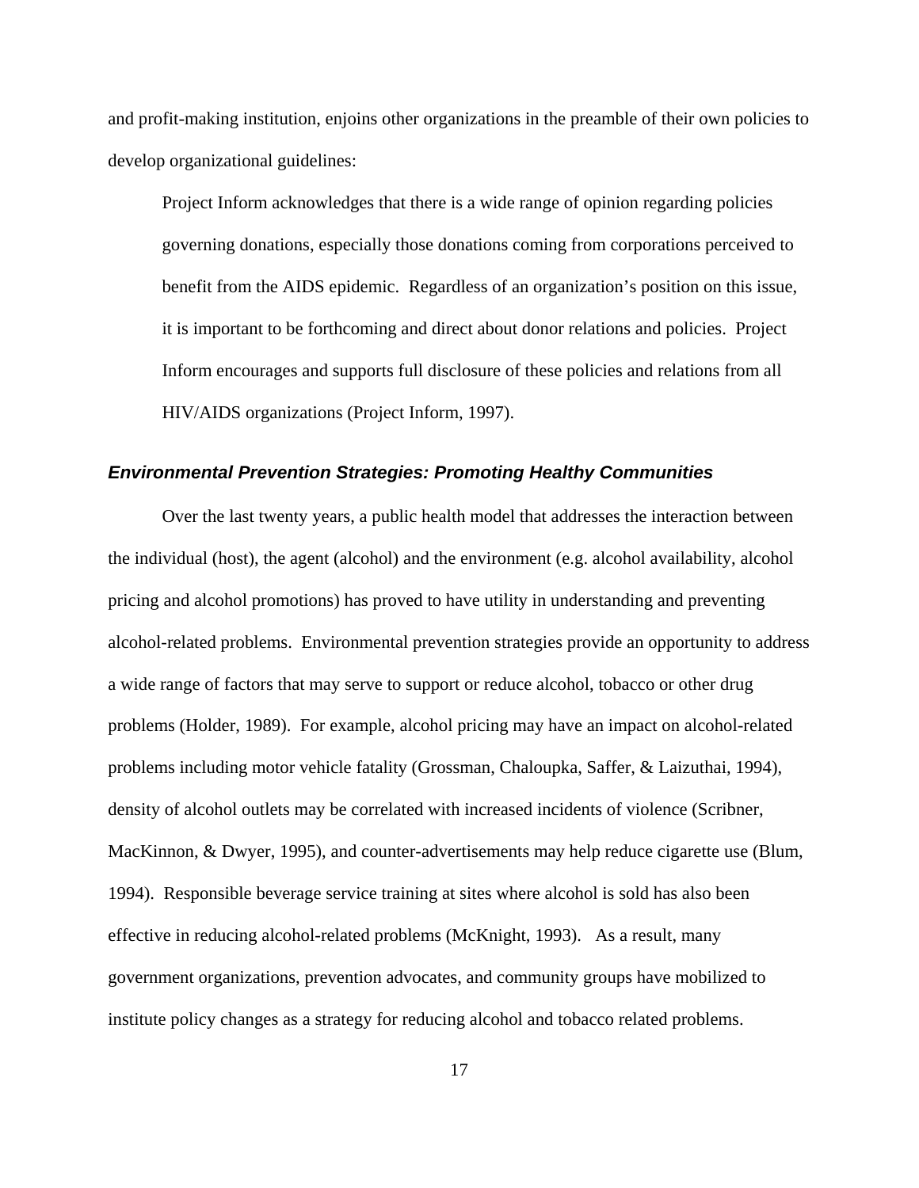and profit-making institution, enjoins other organizations in the preamble of their own policies to develop organizational guidelines:

> Project Inform acknowledges that there is a wide range of opinion regarding policies governing donations, especially those donations coming from corporations perceived to benefit from the AIDS epidemic. Regardless of an organization's position on this issue, it is important to be forthcoming and direct about donor relations and policies. Project Inform encourages and supports full disclosure of these policies and relations from all HIV/AIDS organizations (Project Inform, 1997).

### *Environmental Prevention Strategies: Promoting Healthy Communities*

Over the last twenty years, a public health model that addresses the interaction between the individual (host), the agent (alcohol) and the environment (e.g. alcohol availability, alcohol pricing and alcohol promotions) has proved to have utility in understanding and preventing alcohol-related problems. Environmental prevention strategies provide an opportunity to address a wide range of factors that may serve to support or reduce alcohol, tobacco or other drug problems (Holder, 1989). For example, alcohol pricing may have an impact on alcohol-related problems including motor vehicle fatality (Grossman, Chaloupka, Saffer, & Laizuthai, 1994), density of alcohol outlets may be correlated with increased incidents of violence (Scribner, MacKinnon, & Dwyer, 1995), and counter-advertisements may help reduce cigarette use (Blum, 1994). Responsible beverage service training at sites where alcohol is sold has also been effective in reducing alcohol-related problems (McKnight, 1993). As a result, many government organizations, prevention advocates, and community groups have mobilized to institute policy changes as a strategy for reducing alcohol and tobacco related problems.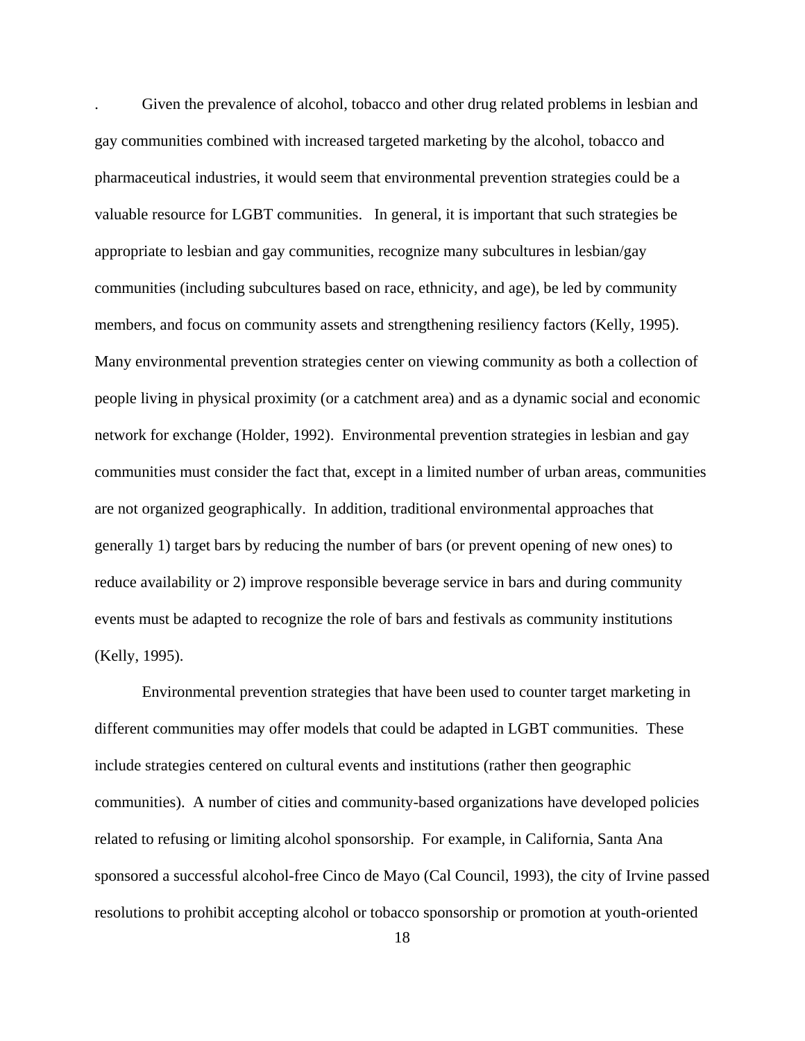. Given the prevalence of alcohol, tobacco and other drug related problems in lesbian and gay communities combined with increased targeted marketing by the alcohol, tobacco and pharmaceutical industries, it would seem that environmental prevention strategies could be a valuable resource for LGBT communities. In general, it is important that such strategies be appropriate to lesbian and gay communities, recognize many subcultures in lesbian/gay communities (including subcultures based on race, ethnicity, and age), be led by community members, and focus on community assets and strengthening resiliency factors (Kelly, 1995). Many environmental prevention strategies center on viewing community as both a collection of people living in physical proximity (or a catchment area) and as a dynamic social and economic network for exchange (Holder, 1992). Environmental prevention strategies in lesbian and gay communities must consider the fact that, except in a limited number of urban areas, communities are not organized geographically. In addition, traditional environmental approaches that generally 1) target bars by reducing the number of bars (or prevent opening of new ones) to reduce availability or 2) improve responsible beverage service in bars and during community events must be adapted to recognize the role of bars and festivals as community institutions (Kelly, 1995).

Environmental prevention strategies that have been used to counter target marketing in different communities may offer models that could be adapted in LGBT communities. These include strategies centered on cultural events and institutions (rather then geographic communities). A number of cities and community-based organizations have developed policies related to refusing or limiting alcohol sponsorship. For example, in California, Santa Ana sponsored a successful alcohol-free Cinco de Mayo (Cal Council, 1993), the city of Irvine passed resolutions to prohibit accepting alcohol or tobacco sponsorship or promotion at youth-oriented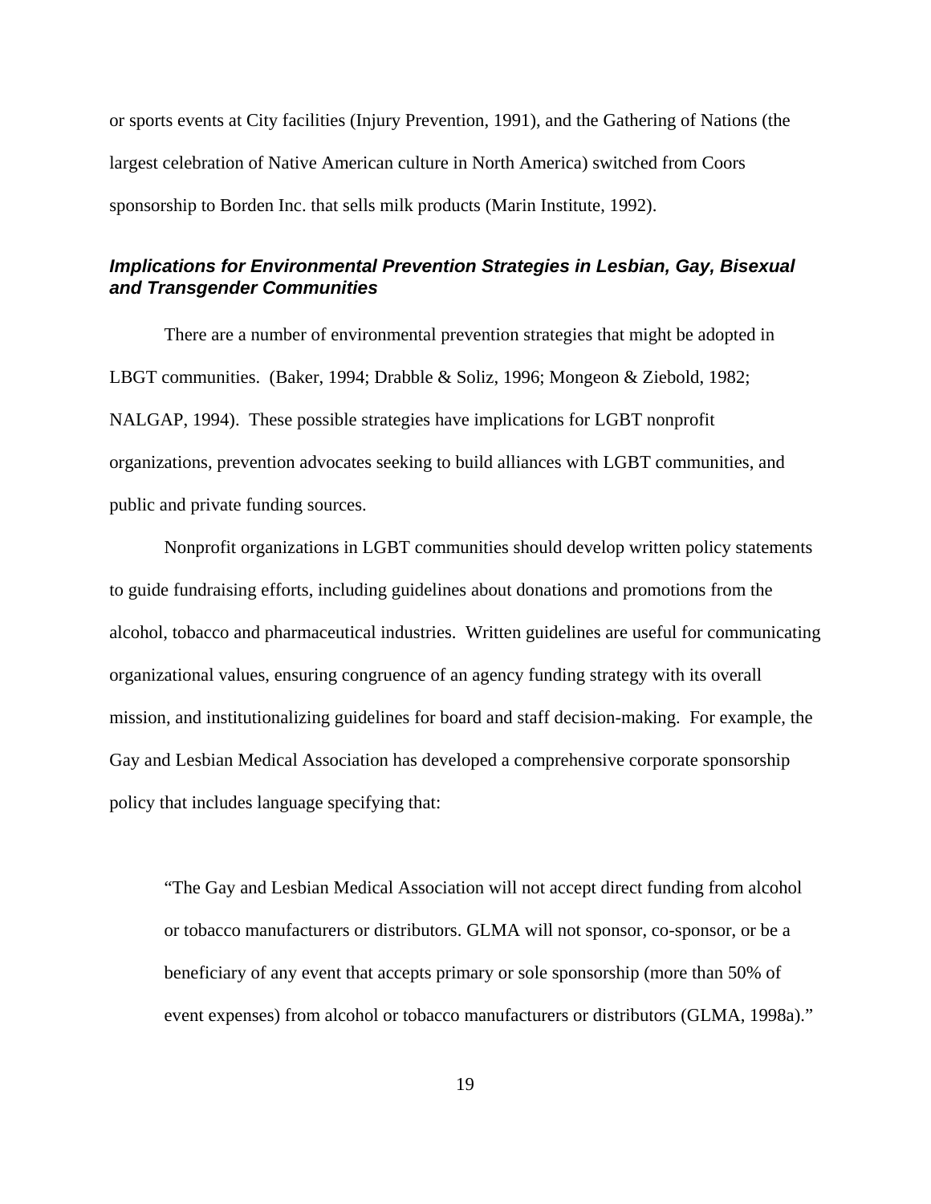or sports events at City facilities (Injury Prevention, 1991), and the Gathering of Nations (the largest celebration of Native American culture in North America) switched from Coors sponsorship to Borden Inc. that sells milk products (Marin Institute, 1992).

### *Implications for Environmental Prevention Strategies in Lesbian, Gay, Bisexual and Transgender Communities*

There are a number of environmental prevention strategies that might be adopted in LBGT communities. (Baker, 1994; Drabble & Soliz, 1996; Mongeon & Ziebold, 1982; NALGAP, 1994). These possible strategies have implications for LGBT nonprofit organizations, prevention advocates seeking to build alliances with LGBT communities, and public and private funding sources.

Nonprofit organizations in LGBT communities should develop written policy statements to guide fundraising efforts, including guidelines about donations and promotions from the alcohol, tobacco and pharmaceutical industries. Written guidelines are useful for communicating organizational values, ensuring congruence of an agency funding strategy with its overall mission, and institutionalizing guidelines for board and staff decision-making. For example, the Gay and Lesbian Medical Association has developed a comprehensive corporate sponsorship policy that includes language specifying that:

> "The Gay and Lesbian Medical Association will not accept direct funding from alcohol or tobacco manufacturers or distributors. GLMA will not sponsor, co-sponsor, or be a beneficiary of any event that accepts primary or sole sponsorship (more than 50% of event expenses) from alcohol or tobacco manufacturers or distributors (GLMA, 1998a)."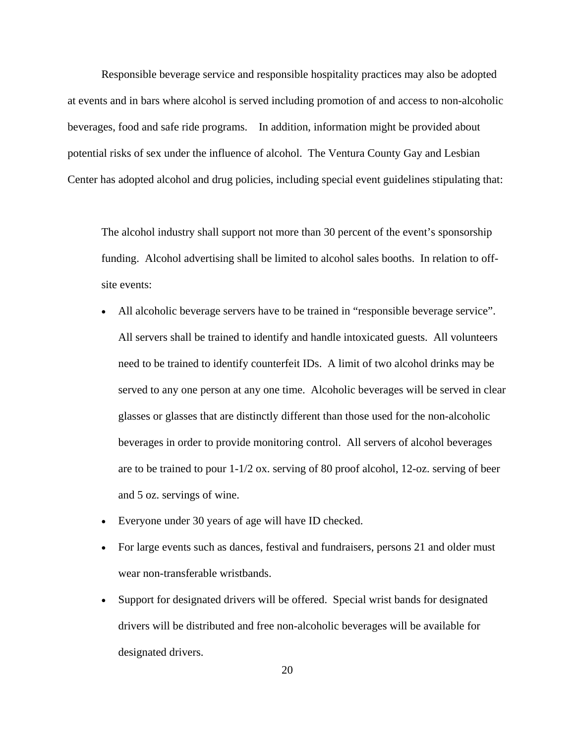Responsible beverage service and responsible hospitality practices may also be adopted at events and in bars where alcohol is served including promotion of and access to non-alcoholic beverages, food and safe ride programs. In addition, information might be provided about potential risks of sex under the influence of alcohol. The Ventura County Gay and Lesbian Center has adopted alcohol and drug policies, including special event guidelines stipulating that:

> The alcohol industry shall support not more than 30 percent of the event's sponsorship funding. Alcohol advertising shall be limited to alcohol sales booths. In relation to off-site events:
>
> - All alcoholic beverage servers have to be trained in "responsible beverage service". All servers shall be trained to identify and handle intoxicated guests. All volunteers need to be trained to identify counterfeit IDs. A limit of two alcohol drinks may be served to any one person at any one time. Alcoholic beverages will be served in clear glasses or glasses that are distinctly different than those used for the non-alcoholic beverages in order to provide monitoring control. All servers of alcohol beverages are to be trained to pour 1-1/2 ox. serving of 80 proof alcohol, 12-oz. serving of beer and 5 oz. servings of wine.
> - Everyone under 30 years of age will have ID checked.
> - For large events such as dances, festival and fundraisers, persons 21 and older must wear non-transferable wristbands.
> - Support for designated drivers will be offered. Special wrist bands for designated drivers will be distributed and free non-alcoholic beverages will be available for designated drivers.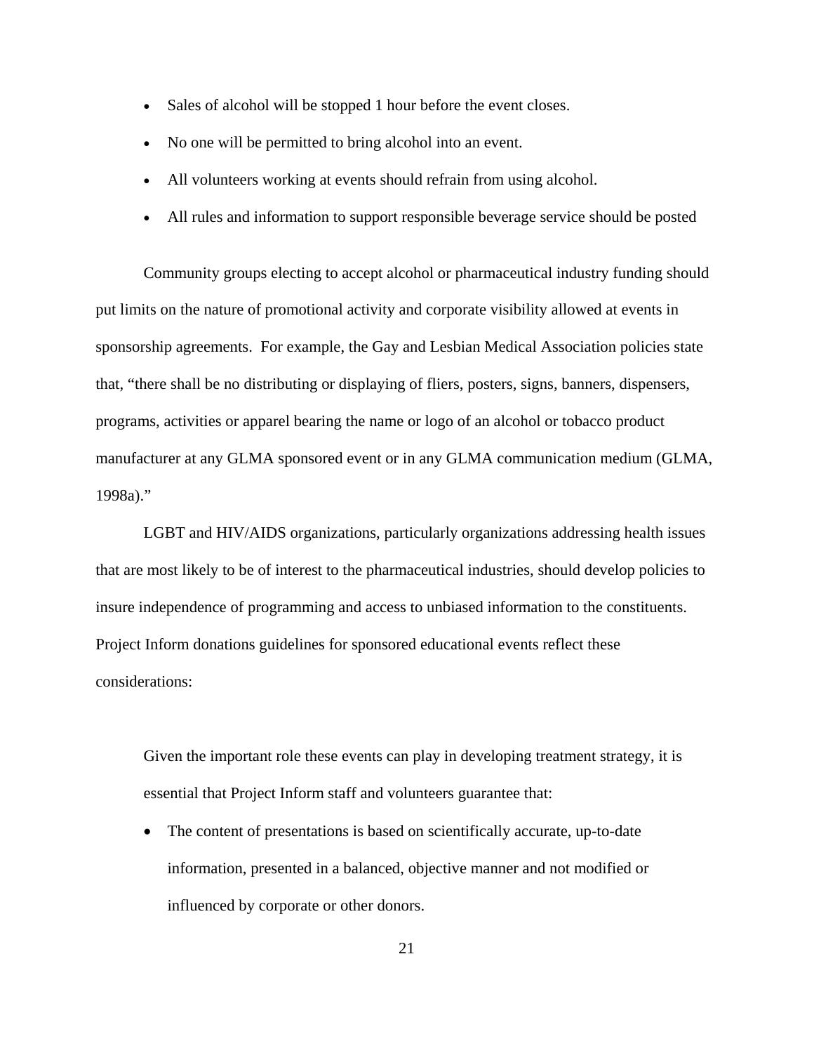- Sales of alcohol will be stopped 1 hour before the event closes.
- No one will be permitted to bring alcohol into an event.
- All volunteers working at events should refrain from using alcohol.
- All rules and information to support responsible beverage service should be posted

Community groups electing to accept alcohol or pharmaceutical industry funding should put limits on the nature of promotional activity and corporate visibility allowed at events in sponsorship agreements. For example, the Gay and Lesbian Medical Association policies state that, "there shall be no distributing or displaying of fliers, posters, signs, banners, dispensers, programs, activities or apparel bearing the name or logo of an alcohol or tobacco product manufacturer at any GLMA sponsored event or in any GLMA communication medium (GLMA, 1998a)."

LGBT and HIV/AIDS organizations, particularly organizations addressing health issues that are most likely to be of interest to the pharmaceutical industries, should develop policies to insure independence of programming and access to unbiased information to the constituents. Project Inform donations guidelines for sponsored educational events reflect these considerations:

> Given the important role these events can play in developing treatment strategy, it is essential that Project Inform staff and volunteers guarantee that:
>
> - The content of presentations is based on scientifically accurate, up-to-date information, presented in a balanced, objective manner and not modified or influenced by corporate or other donors.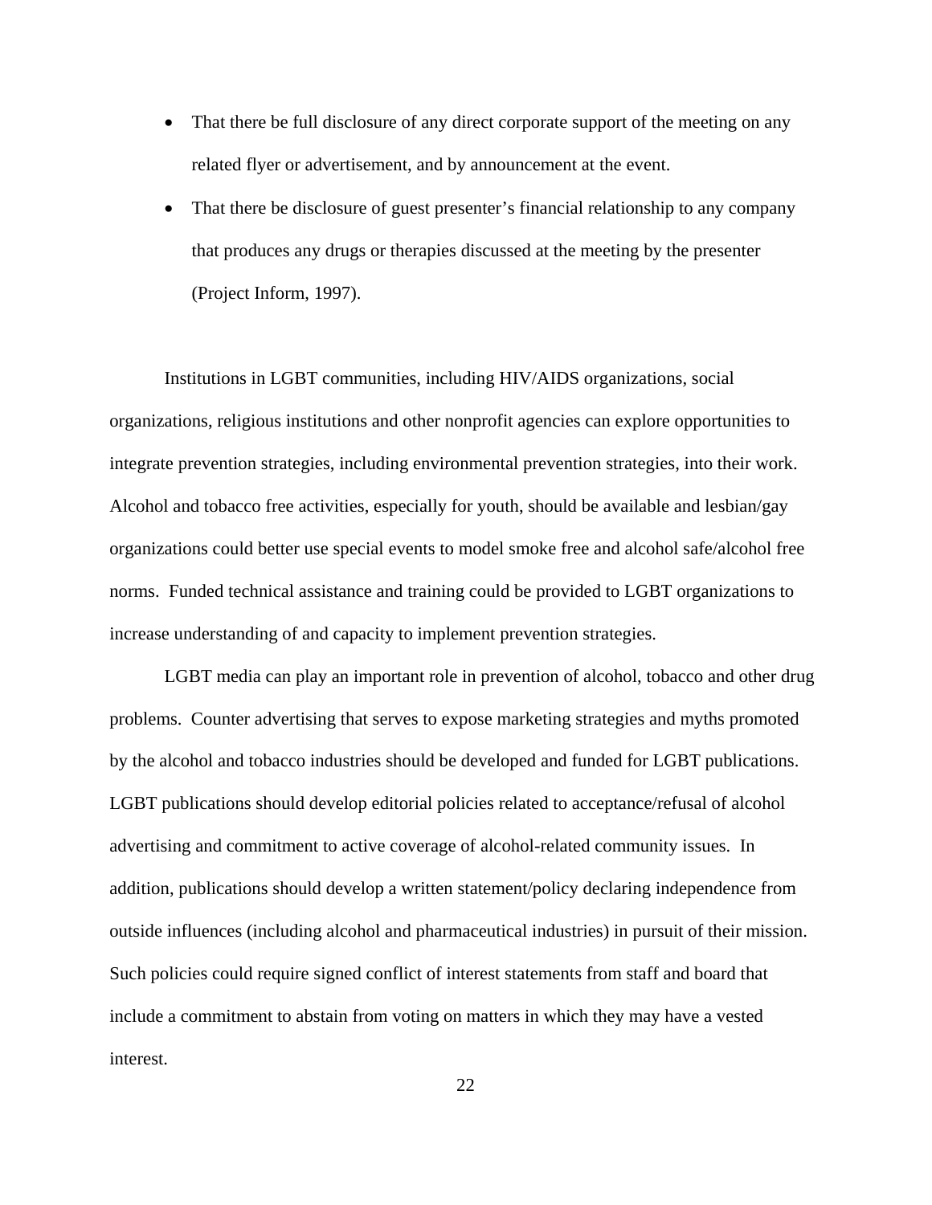- That there be full disclosure of any direct corporate support of the meeting on any related flyer or advertisement, and by announcement at the event.
- That there be disclosure of guest presenter's financial relationship to any company that produces any drugs or therapies discussed at the meeting by the presenter (Project Inform, 1997).

Institutions in LGBT communities, including HIV/AIDS organizations, social organizations, religious institutions and other nonprofit agencies can explore opportunities to integrate prevention strategies, including environmental prevention strategies, into their work. Alcohol and tobacco free activities, especially for youth, should be available and lesbian/gay organizations could better use special events to model smoke free and alcohol safe/alcohol free norms. Funded technical assistance and training could be provided to LGBT organizations to increase understanding of and capacity to implement prevention strategies.

LGBT media can play an important role in prevention of alcohol, tobacco and other drug problems. Counter advertising that serves to expose marketing strategies and myths promoted by the alcohol and tobacco industries should be developed and funded for LGBT publications. LGBT publications should develop editorial policies related to acceptance/refusal of alcohol advertising and commitment to active coverage of alcohol-related community issues. In addition, publications should develop a written statement/policy declaring independence from outside influences (including alcohol and pharmaceutical industries) in pursuit of their mission. Such policies could require signed conflict of interest statements from staff and board that include a commitment to abstain from voting on matters in which they may have a vested interest.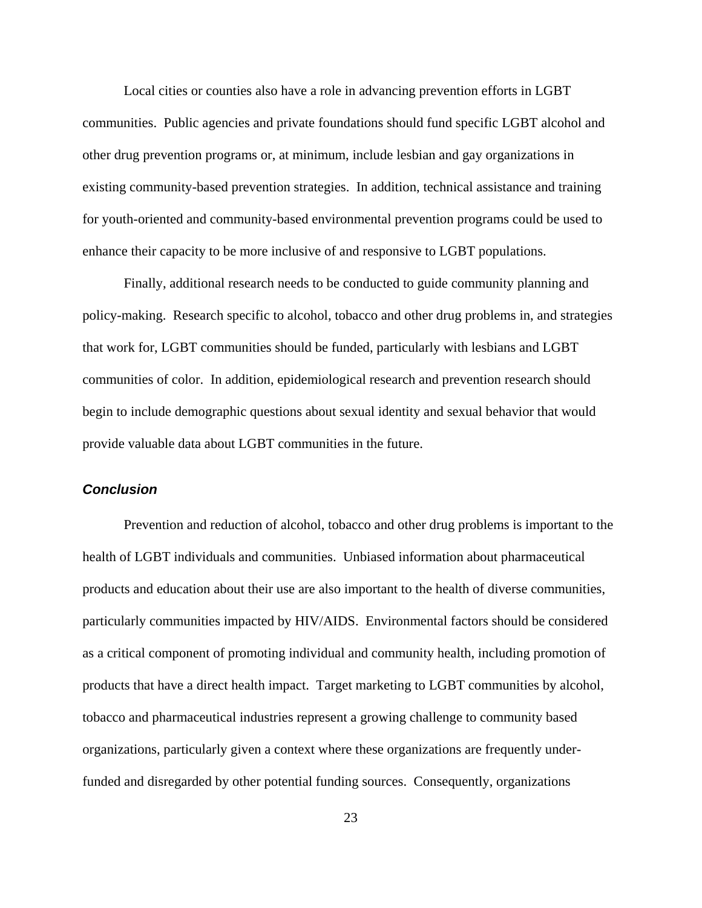Local cities or counties also have a role in advancing prevention efforts in LGBT communities. Public agencies and private foundations should fund specific LGBT alcohol and other drug prevention programs or, at minimum, include lesbian and gay organizations in existing community-based prevention strategies. In addition, technical assistance and training for youth-oriented and community-based environmental prevention programs could be used to enhance their capacity to be more inclusive of and responsive to LGBT populations.

Finally, additional research needs to be conducted to guide community planning and policy-making. Research specific to alcohol, tobacco and other drug problems in, and strategies that work for, LGBT communities should be funded, particularly with lesbians and LGBT communities of color. In addition, epidemiological research and prevention research should begin to include demographic questions about sexual identity and sexual behavior that would provide valuable data about LGBT communities in the future.

### *Conclusion*

Prevention and reduction of alcohol, tobacco and other drug problems is important to the health of LGBT individuals and communities. Unbiased information about pharmaceutical products and education about their use are also important to the health of diverse communities, particularly communities impacted by HIV/AIDS. Environmental factors should be considered as a critical component of promoting individual and community health, including promotion of products that have a direct health impact. Target marketing to LGBT communities by alcohol, tobacco and pharmaceutical industries represent a growing challenge to community based organizations, particularly given a context where these organizations are frequently under-funded and disregarded by other potential funding sources. Consequently, organizations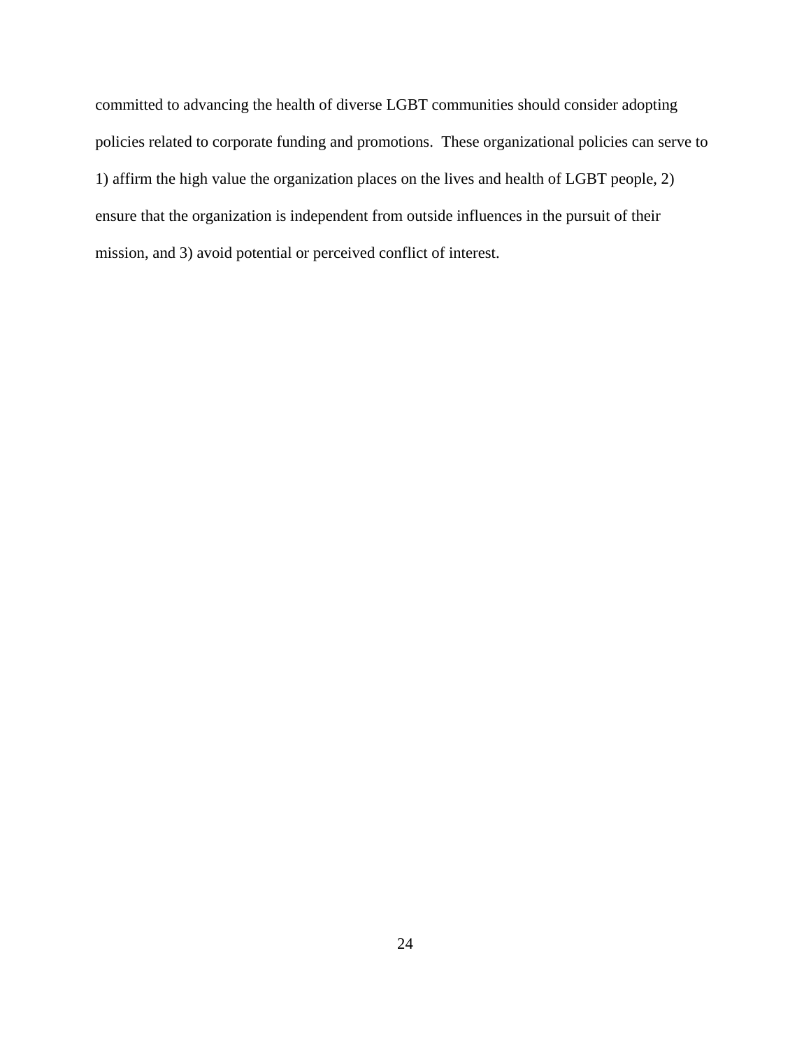committed to advancing the health of diverse LGBT communities should consider adopting policies related to corporate funding and promotions.  These organizational policies can serve to 1) affirm the high value the organization places on the lives and health of LGBT people, 2) ensure that the organization is independent from outside influences in the pursuit of their mission, and 3) avoid potential or perceived conflict of interest.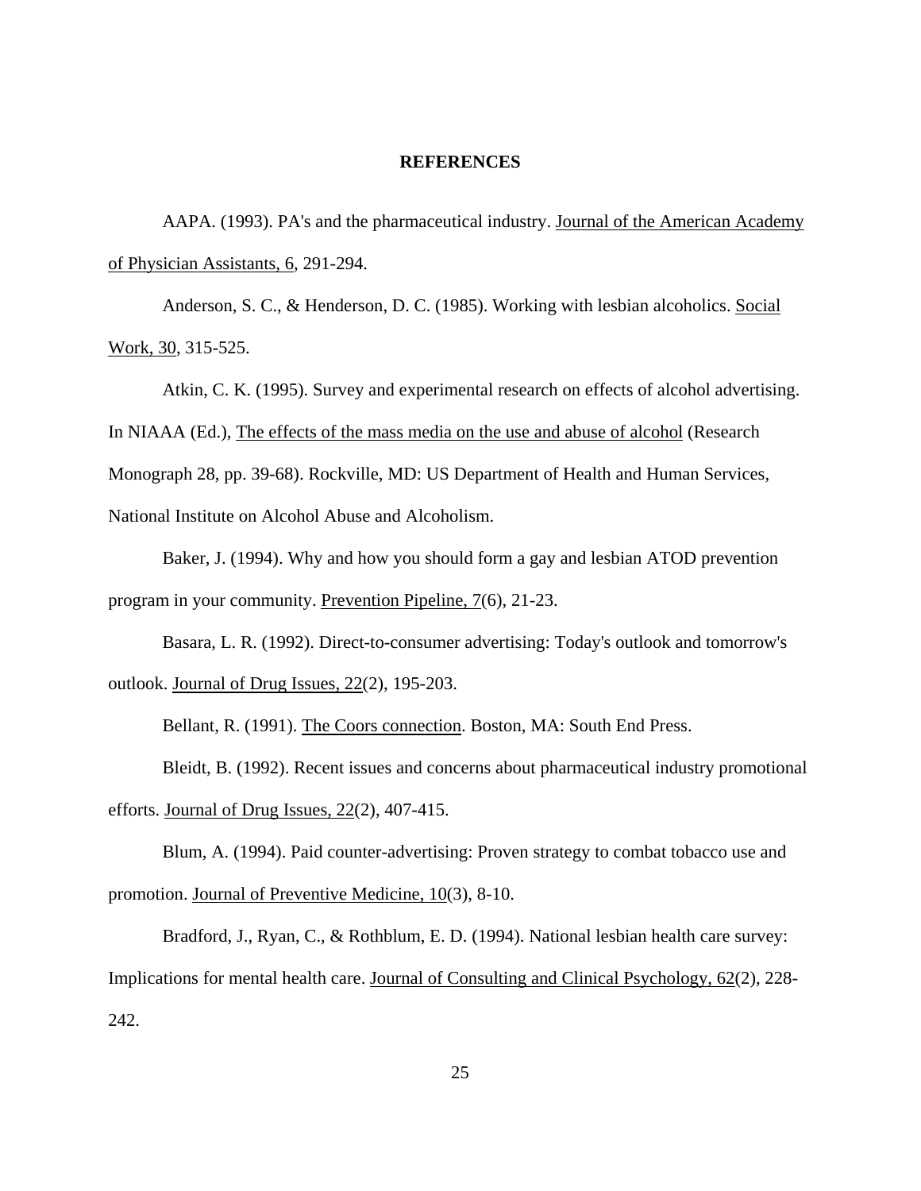# REFERENCES

AAPA. (1993). PA's and the pharmaceutical industry. Journal of the American Academy of Physician Assistants, 6, 291-294.

Anderson, S. C., & Henderson, D. C. (1985). Working with lesbian alcoholics. Social Work, 30, 315-525.

Atkin, C. K. (1995). Survey and experimental research on effects of alcohol advertising. In NIAAA (Ed.), The effects of the mass media on the use and abuse of alcohol (Research Monograph 28, pp. 39-68). Rockville, MD: US Department of Health and Human Services, National Institute on Alcohol Abuse and Alcoholism.

Baker, J. (1994). Why and how you should form a gay and lesbian ATOD prevention program in your community. Prevention Pipeline, 7(6), 21-23.

Basara, L. R. (1992). Direct-to-consumer advertising: Today's outlook and tomorrow's outlook. Journal of Drug Issues, 22(2), 195-203.

Bellant, R. (1991). The Coors connection. Boston, MA: South End Press.

Bleidt, B. (1992). Recent issues and concerns about pharmaceutical industry promotional efforts. Journal of Drug Issues, 22(2), 407-415.

Blum, A. (1994). Paid counter-advertising: Proven strategy to combat tobacco use and promotion. Journal of Preventive Medicine, 10(3), 8-10.

Bradford, J., Ryan, C., & Rothblum, E. D. (1994). National lesbian health care survey: Implications for mental health care. Journal of Consulting and Clinical Psychology, 62(2), 228-242.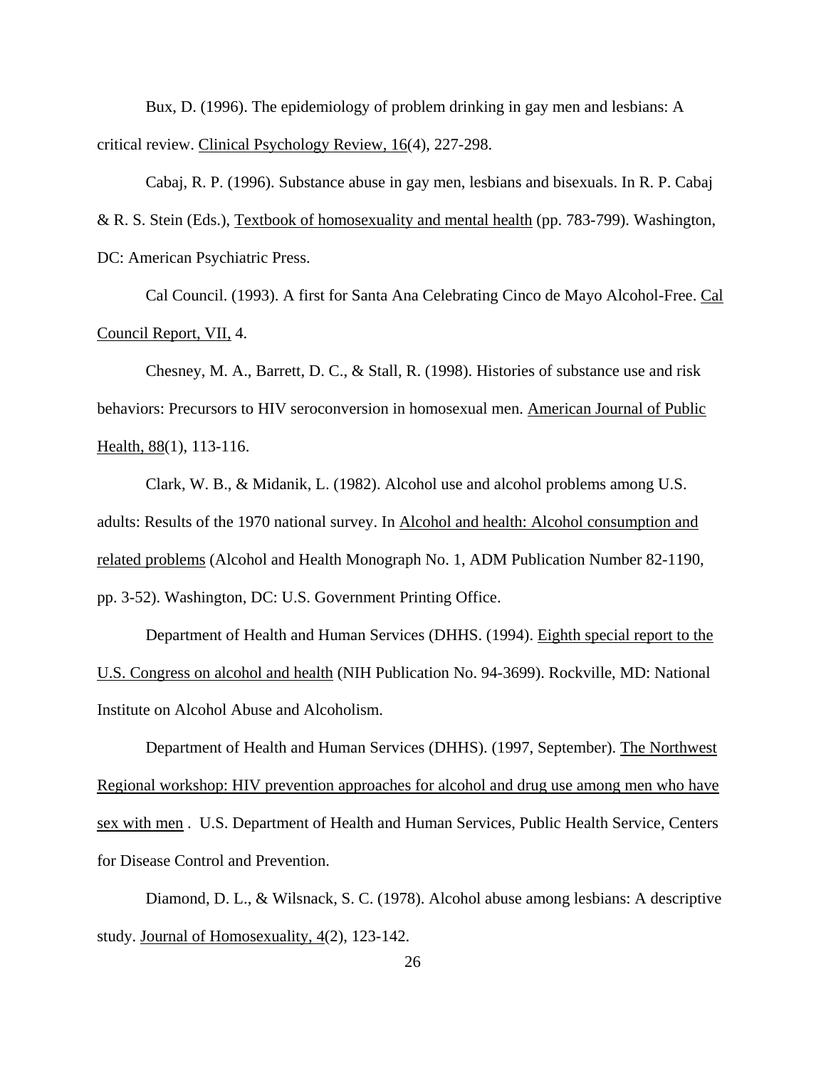Bux, D. (1996). The epidemiology of problem drinking in gay men and lesbians: A critical review. Clinical Psychology Review, 16(4), 227-298.

Cabaj, R. P. (1996). Substance abuse in gay men, lesbians and bisexuals. In R. P. Cabaj & R. S. Stein (Eds.), Textbook of homosexuality and mental health (pp. 783-799). Washington, DC: American Psychiatric Press.

Cal Council. (1993). A first for Santa Ana Celebrating Cinco de Mayo Alcohol-Free. Cal Council Report, VII, 4.

Chesney, M. A., Barrett, D. C., & Stall, R. (1998). Histories of substance use and risk behaviors: Precursors to HIV seroconversion in homosexual men. American Journal of Public Health, 88(1), 113-116.

Clark, W. B., & Midanik, L. (1982). Alcohol use and alcohol problems among U.S. adults: Results of the 1970 national survey. In Alcohol and health: Alcohol consumption and related problems (Alcohol and Health Monograph No. 1, ADM Publication Number 82-1190, pp. 3-52). Washington, DC: U.S. Government Printing Office.

Department of Health and Human Services (DHHS. (1994). Eighth special report to the U.S. Congress on alcohol and health (NIH Publication No. 94-3699). Rockville, MD: National Institute on Alcohol Abuse and Alcoholism.

Department of Health and Human Services (DHHS). (1997, September). The Northwest Regional workshop: HIV prevention approaches for alcohol and drug use among men who have sex with men . U.S. Department of Health and Human Services, Public Health Service, Centers for Disease Control and Prevention.

Diamond, D. L., & Wilsnack, S. C. (1978). Alcohol abuse among lesbians: A descriptive study. Journal of Homosexuality, 4(2), 123-142.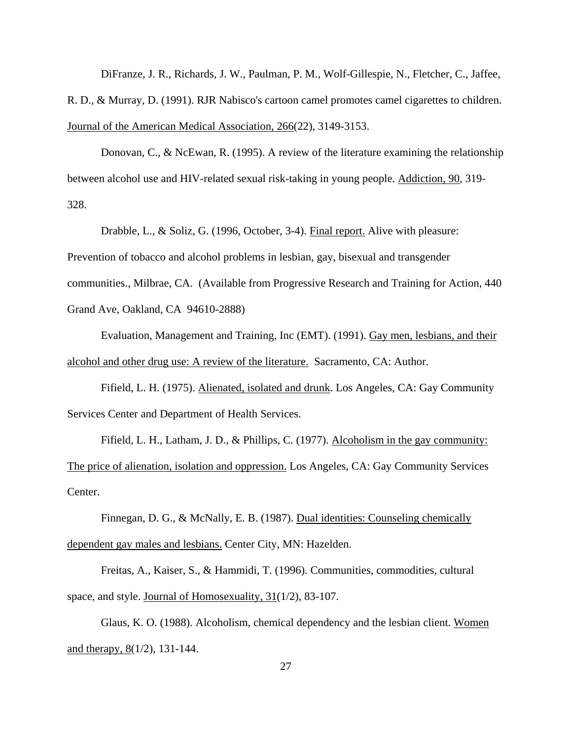DiFranze, J. R., Richards, J. W., Paulman, P. M., Wolf-Gillespie, N., Fletcher, C., Jaffee, R. D., & Murray, D. (1991). RJR Nabisco's cartoon camel promotes camel cigarettes to children. Journal of the American Medical Association, 266(22), 3149-3153.

Donovan, C., & NcEwan, R. (1995). A review of the literature examining the relationship between alcohol use and HIV-related sexual risk-taking in young people. Addiction, 90, 319-328.

Drabble, L., & Soliz, G. (1996, October, 3-4). Final report. Alive with pleasure: Prevention of tobacco and alcohol problems in lesbian, gay, bisexual and transgender communities., Milbrae, CA. (Available from Progressive Research and Training for Action, 440 Grand Ave, Oakland, CA 94610-2888)

Evaluation, Management and Training, Inc (EMT). (1991). Gay men, lesbians, and their alcohol and other drug use: A review of the literature. Sacramento, CA: Author.

Fifield, L. H. (1975). Alienated, isolated and drunk. Los Angeles, CA: Gay Community Services Center and Department of Health Services.

Fifield, L. H., Latham, J. D., & Phillips, C. (1977). Alcoholism in the gay community: The price of alienation, isolation and oppression. Los Angeles, CA: Gay Community Services Center.

Finnegan, D. G., & McNally, E. B. (1987). Dual identities: Counseling chemically dependent gay males and lesbians. Center City, MN: Hazelden.

Freitas, A., Kaiser, S., & Hammidi, T. (1996). Communities, commodities, cultural space, and style. Journal of Homosexuality, 31(1/2), 83-107.

Glaus, K. O. (1988). Alcoholism, chemical dependency and the lesbian client. Women and therapy, 8(1/2), 131-144.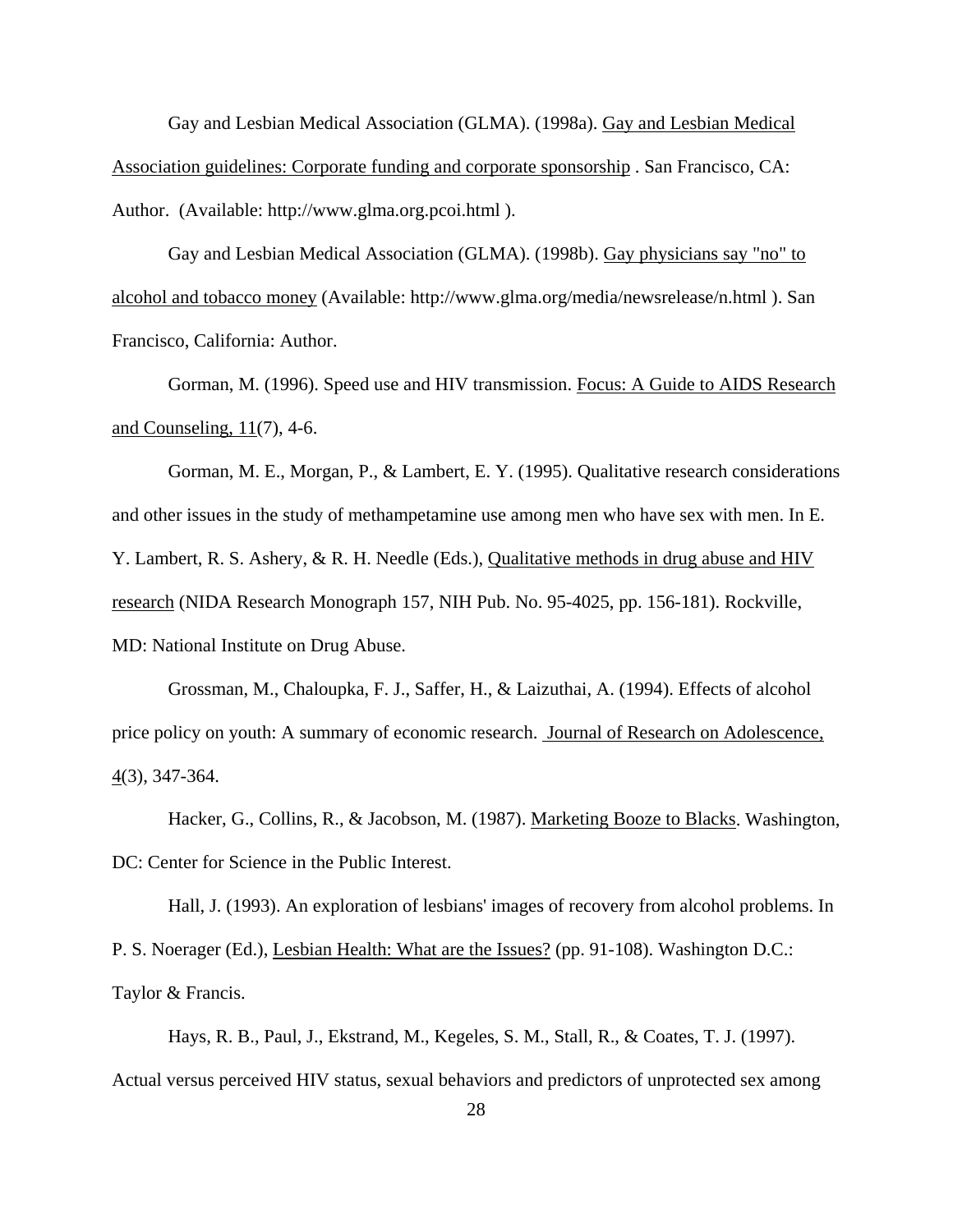Gay and Lesbian Medical Association (GLMA). (1998a). Gay and Lesbian Medical Association guidelines: Corporate funding and corporate sponsorship . San Francisco, CA: Author. (Available: http://www.glma.org.pcoi.html ).

Gay and Lesbian Medical Association (GLMA). (1998b). Gay physicians say "no" to alcohol and tobacco money (Available: http://www.glma.org/media/newsrelease/n.html ). San Francisco, California: Author.

Gorman, M. (1996). Speed use and HIV transmission. Focus: A Guide to AIDS Research and Counseling, 11(7), 4-6.

Gorman, M. E., Morgan, P., & Lambert, E. Y. (1995). Qualitative research considerations and other issues in the study of methampetamine use among men who have sex with men. In E. Y. Lambert, R. S. Ashery, & R. H. Needle (Eds.), Qualitative methods in drug abuse and HIV research (NIDA Research Monograph 157, NIH Pub. No. 95-4025, pp. 156-181). Rockville, MD: National Institute on Drug Abuse.

Grossman, M., Chaloupka, F. J., Saffer, H., & Laizuthai, A. (1994). Effects of alcohol price policy on youth: A summary of economic research. Journal of Research on Adolescence, 4(3), 347-364.

Hacker, G., Collins, R., & Jacobson, M. (1987). Marketing Booze to Blacks. Washington, DC: Center for Science in the Public Interest.

Hall, J. (1993). An exploration of lesbians' images of recovery from alcohol problems. In P. S. Noerager (Ed.), Lesbian Health: What are the Issues? (pp. 91-108). Washington D.C.: Taylor & Francis.

Hays, R. B., Paul, J., Ekstrand, M., Kegeles, S. M., Stall, R., & Coates, T. J. (1997). Actual versus perceived HIV status, sexual behaviors and predictors of unprotected sex among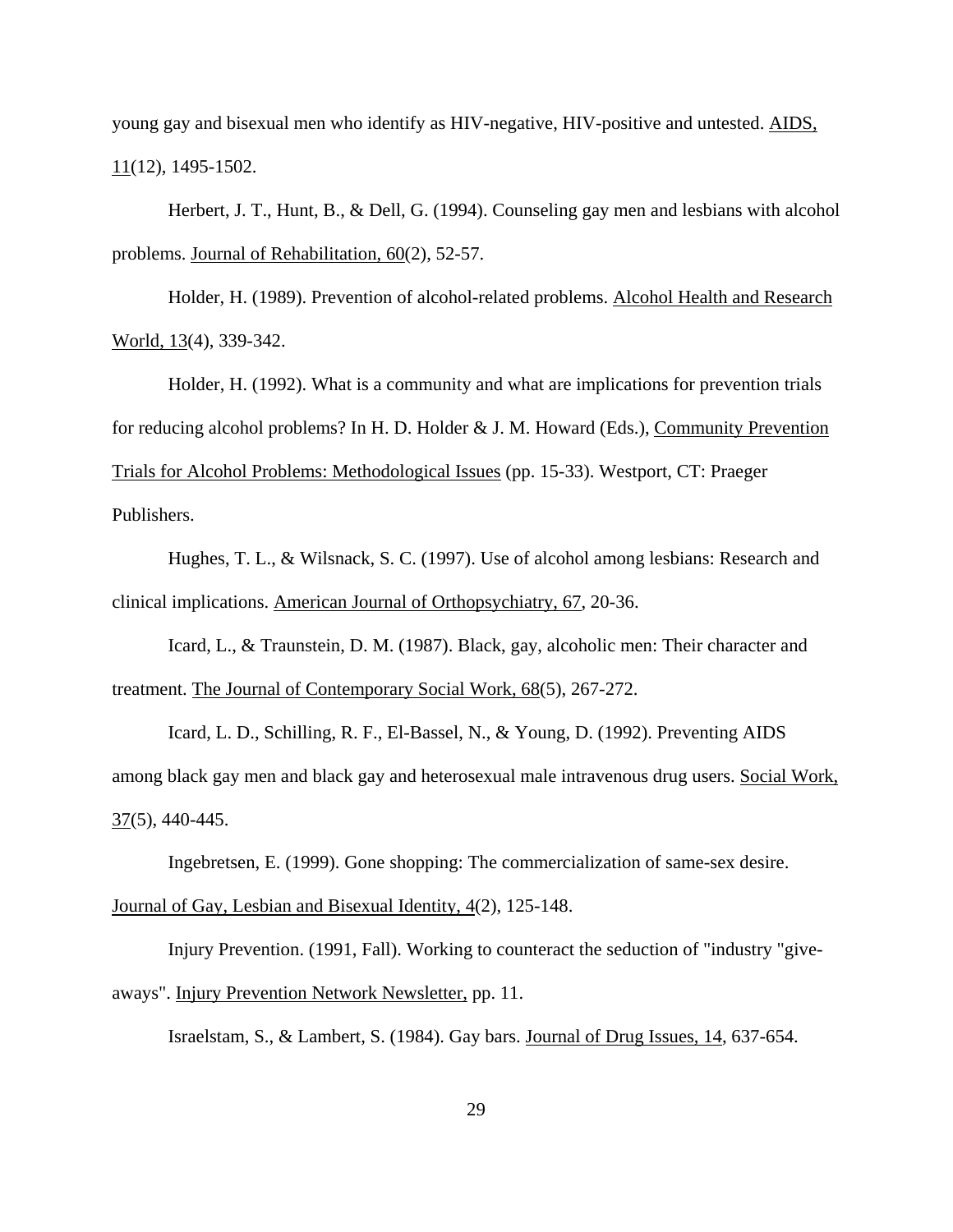young gay and bisexual men who identify as HIV-negative, HIV-positive and untested. AIDS, 11(12), 1495-1502.

Herbert, J. T., Hunt, B., & Dell, G. (1994). Counseling gay men and lesbians with alcohol problems. Journal of Rehabilitation, 60(2), 52-57.

Holder, H. (1989). Prevention of alcohol-related problems. Alcohol Health and Research World, 13(4), 339-342.

Holder, H. (1992). What is a community and what are implications for prevention trials for reducing alcohol problems? In H. D. Holder & J. M. Howard (Eds.), Community Prevention Trials for Alcohol Problems: Methodological Issues (pp. 15-33). Westport, CT: Praeger Publishers.

Hughes, T. L., & Wilsnack, S. C. (1997). Use of alcohol among lesbians: Research and clinical implications. American Journal of Orthopsychiatry, 67, 20-36.

Icard, L., & Traunstein, D. M. (1987). Black, gay, alcoholic men: Their character and treatment. The Journal of Contemporary Social Work, 68(5), 267-272.

Icard, L. D., Schilling, R. F., El-Bassel, N., & Young, D. (1992). Preventing AIDS among black gay men and black gay and heterosexual male intravenous drug users. Social Work, 37(5), 440-445.

Ingebretsen, E. (1999). Gone shopping: The commercialization of same-sex desire. Journal of Gay, Lesbian and Bisexual Identity, 4(2), 125-148.

Injury Prevention. (1991, Fall). Working to counteract the seduction of "industry "give-aways". Injury Prevention Network Newsletter, pp. 11.

Israelstam, S., & Lambert, S. (1984). Gay bars. Journal of Drug Issues, 14, 637-654.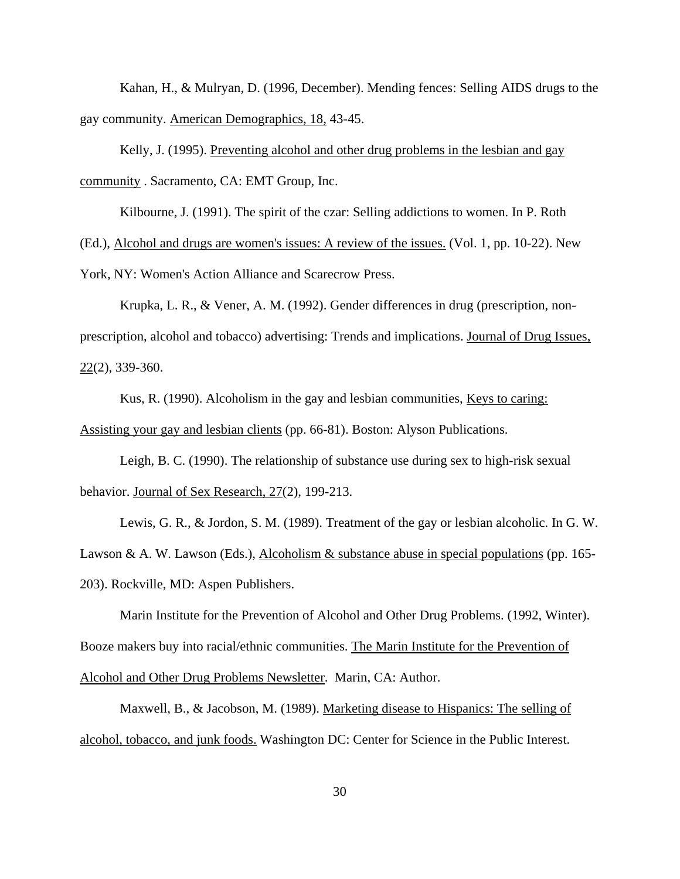Kahan, H., & Mulryan, D. (1996, December). Mending fences: Selling AIDS drugs to the gay community. American Demographics, 18, 43-45.

Kelly, J. (1995). Preventing alcohol and other drug problems in the lesbian and gay community . Sacramento, CA: EMT Group, Inc.

Kilbourne, J. (1991). The spirit of the czar: Selling addictions to women. In P. Roth (Ed.), Alcohol and drugs are women's issues: A review of the issues. (Vol. 1, pp. 10-22). New York, NY: Women's Action Alliance and Scarecrow Press.

Krupka, L. R., & Vener, A. M. (1992). Gender differences in drug (prescription, non-prescription, alcohol and tobacco) advertising: Trends and implications. Journal of Drug Issues, 22(2), 339-360.

Kus, R. (1990). Alcoholism in the gay and lesbian communities, Keys to caring: Assisting your gay and lesbian clients (pp. 66-81). Boston: Alyson Publications.

Leigh, B. C. (1990). The relationship of substance use during sex to high-risk sexual behavior. Journal of Sex Research, 27(2), 199-213.

Lewis, G. R., & Jordon, S. M. (1989). Treatment of the gay or lesbian alcoholic. In G. W. Lawson & A. W. Lawson (Eds.), Alcoholism & substance abuse in special populations (pp. 165-203). Rockville, MD: Aspen Publishers.

Marin Institute for the Prevention of Alcohol and Other Drug Problems. (1992, Winter). Booze makers buy into racial/ethnic communities. The Marin Institute for the Prevention of Alcohol and Other Drug Problems Newsletter. Marin, CA: Author.

Maxwell, B., & Jacobson, M. (1989). Marketing disease to Hispanics: The selling of alcohol, tobacco, and junk foods. Washington DC: Center for Science in the Public Interest.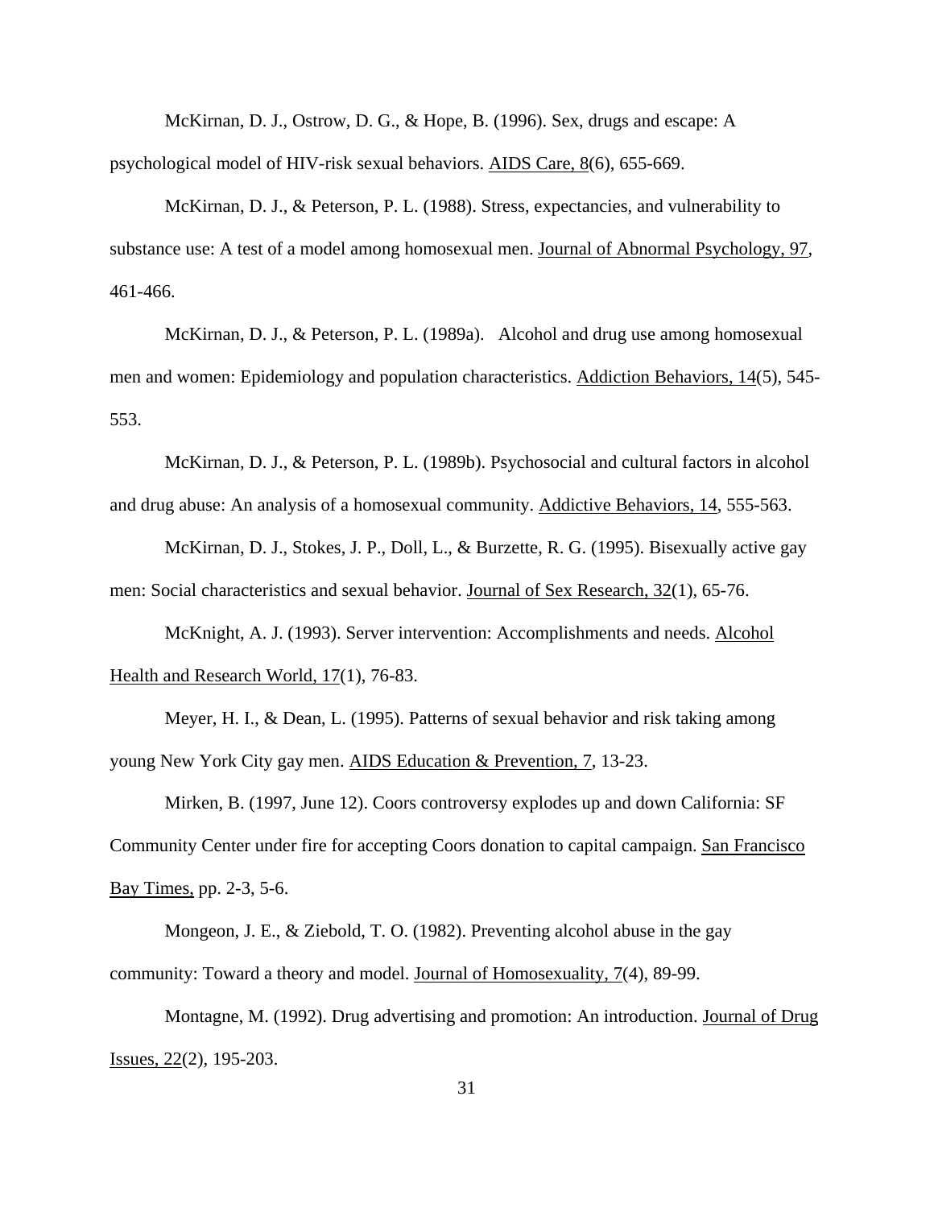McKirnan, D. J., Ostrow, D. G., & Hope, B. (1996). Sex, drugs and escape: A psychological model of HIV-risk sexual behaviors. AIDS Care, 8(6), 655-669.

McKirnan, D. J., & Peterson, P. L. (1988). Stress, expectancies, and vulnerability to substance use: A test of a model among homosexual men. Journal of Abnormal Psychology, 97, 461-466.

McKirnan, D. J., & Peterson, P. L. (1989a). Alcohol and drug use among homosexual men and women: Epidemiology and population characteristics. Addiction Behaviors, 14(5), 545-553.

McKirnan, D. J., & Peterson, P. L. (1989b). Psychosocial and cultural factors in alcohol and drug abuse: An analysis of a homosexual community. Addictive Behaviors, 14, 555-563.

McKirnan, D. J., Stokes, J. P., Doll, L., & Burzette, R. G. (1995). Bisexually active gay men: Social characteristics and sexual behavior. Journal of Sex Research, 32(1), 65-76.

McKnight, A. J. (1993). Server intervention: Accomplishments and needs. Alcohol Health and Research World, 17(1), 76-83.

Meyer, H. I., & Dean, L. (1995). Patterns of sexual behavior and risk taking among young New York City gay men. AIDS Education & Prevention, 7, 13-23.

Mirken, B. (1997, June 12). Coors controversy explodes up and down California: SF Community Center under fire for accepting Coors donation to capital campaign. San Francisco Bay Times, pp. 2-3, 5-6.

Mongeon, J. E., & Ziebold, T. O. (1982). Preventing alcohol abuse in the gay community: Toward a theory and model. Journal of Homosexuality, 7(4), 89-99.

Montagne, M. (1992). Drug advertising and promotion: An introduction. Journal of Drug Issues, 22(2), 195-203.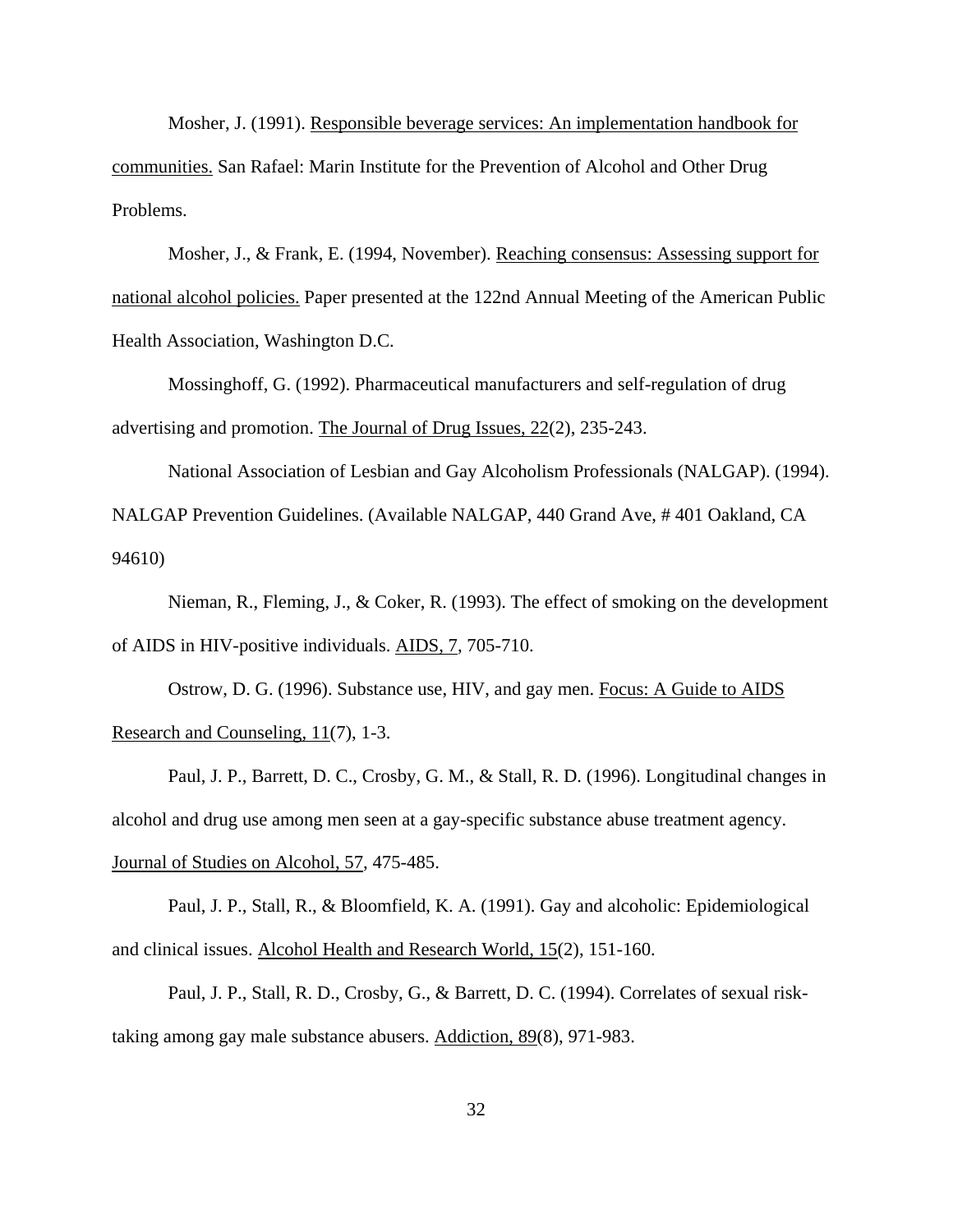Mosher, J. (1991). Responsible beverage services: An implementation handbook for communities. San Rafael: Marin Institute for the Prevention of Alcohol and Other Drug Problems.

Mosher, J., & Frank, E. (1994, November). Reaching consensus: Assessing support for national alcohol policies. Paper presented at the 122nd Annual Meeting of the American Public Health Association, Washington D.C.

Mossinghoff, G. (1992). Pharmaceutical manufacturers and self-regulation of drug advertising and promotion. The Journal of Drug Issues, 22(2), 235-243.

National Association of Lesbian and Gay Alcoholism Professionals (NALGAP). (1994). NALGAP Prevention Guidelines. (Available NALGAP, 440 Grand Ave, # 401 Oakland, CA 94610)

Nieman, R., Fleming, J., & Coker, R. (1993). The effect of smoking on the development of AIDS in HIV-positive individuals. AIDS, 7, 705-710.

Ostrow, D. G. (1996). Substance use, HIV, and gay men. Focus: A Guide to AIDS Research and Counseling, 11(7), 1-3.

Paul, J. P., Barrett, D. C., Crosby, G. M., & Stall, R. D. (1996). Longitudinal changes in alcohol and drug use among men seen at a gay-specific substance abuse treatment agency. Journal of Studies on Alcohol, 57, 475-485.

Paul, J. P., Stall, R., & Bloomfield, K. A. (1991). Gay and alcoholic: Epidemiological and clinical issues. Alcohol Health and Research World, 15(2), 151-160.

Paul, J. P., Stall, R. D., Crosby, G., & Barrett, D. C. (1994). Correlates of sexual risk-taking among gay male substance abusers. Addiction, 89(8), 971-983.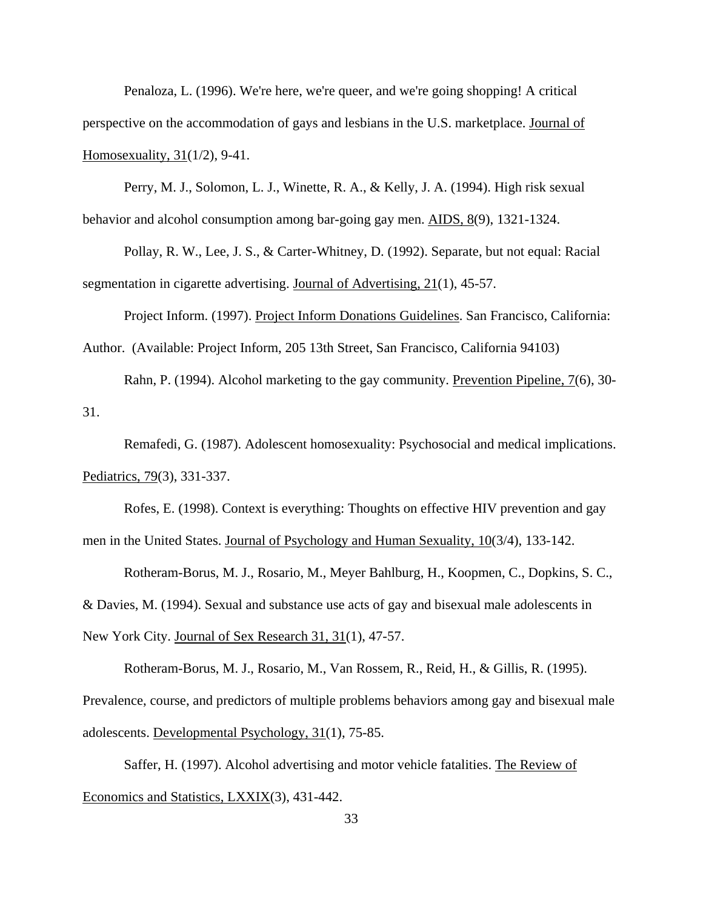Penaloza, L. (1996). We're here, we're queer, and we're going shopping! A critical perspective on the accommodation of gays and lesbians in the U.S. marketplace. Journal of Homosexuality, 31(1/2), 9-41.

Perry, M. J., Solomon, L. J., Winette, R. A., & Kelly, J. A. (1994). High risk sexual behavior and alcohol consumption among bar-going gay men. AIDS, 8(9), 1321-1324.

Pollay, R. W., Lee, J. S., & Carter-Whitney, D. (1992). Separate, but not equal: Racial segmentation in cigarette advertising. Journal of Advertising, 21(1), 45-57.

Project Inform. (1997). Project Inform Donations Guidelines. San Francisco, California: Author. (Available: Project Inform, 205 13th Street, San Francisco, California 94103)

Rahn, P. (1994). Alcohol marketing to the gay community. Prevention Pipeline, 7(6), 30-31.

Remafedi, G. (1987). Adolescent homosexuality: Psychosocial and medical implications. Pediatrics, 79(3), 331-337.

Rofes, E. (1998). Context is everything: Thoughts on effective HIV prevention and gay men in the United States. Journal of Psychology and Human Sexuality, 10(3/4), 133-142.

Rotheram-Borus, M. J., Rosario, M., Meyer Bahlburg, H., Koopmen, C., Dopkins, S. C., & Davies, M. (1994). Sexual and substance use acts of gay and bisexual male adolescents in New York City. Journal of Sex Research 31, 31(1), 47-57.

Rotheram-Borus, M. J., Rosario, M., Van Rossem, R., Reid, H., & Gillis, R. (1995). Prevalence, course, and predictors of multiple problems behaviors among gay and bisexual male adolescents. Developmental Psychology, 31(1), 75-85.

Saffer, H. (1997). Alcohol advertising and motor vehicle fatalities. The Review of Economics and Statistics, LXXIX(3), 431-442.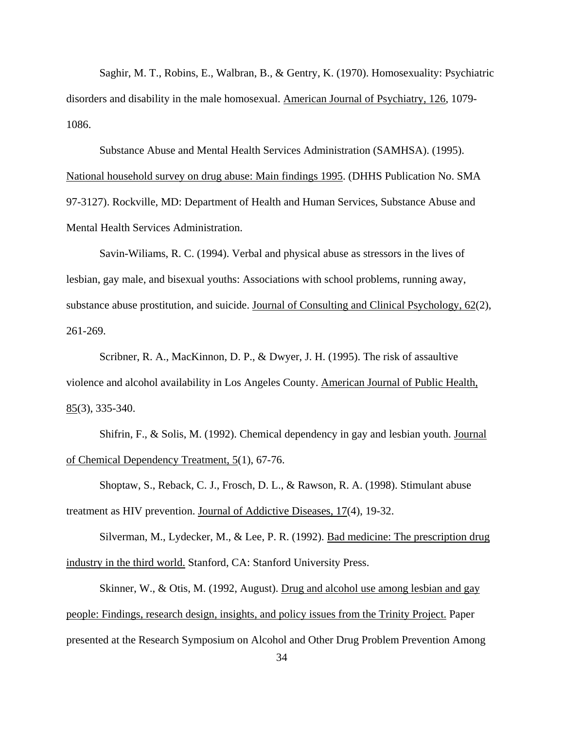Saghir, M. T., Robins, E., Walbran, B., & Gentry, K. (1970). Homosexuality: Psychiatric disorders and disability in the male homosexual. American Journal of Psychiatry, 126, 1079-1086.

Substance Abuse and Mental Health Services Administration (SAMHSA). (1995). National household survey on drug abuse: Main findings 1995. (DHHS Publication No. SMA 97-3127). Rockville, MD: Department of Health and Human Services, Substance Abuse and Mental Health Services Administration.

Savin-Wiliams, R. C. (1994). Verbal and physical abuse as stressors in the lives of lesbian, gay male, and bisexual youths: Associations with school problems, running away, substance abuse prostitution, and suicide. Journal of Consulting and Clinical Psychology, 62(2), 261-269.

Scribner, R. A., MacKinnon, D. P., & Dwyer, J. H. (1995). The risk of assaultive violence and alcohol availability in Los Angeles County. American Journal of Public Health, 85(3), 335-340.

Shifrin, F., & Solis, M. (1992). Chemical dependency in gay and lesbian youth. Journal of Chemical Dependency Treatment, 5(1), 67-76.

Shoptaw, S., Reback, C. J., Frosch, D. L., & Rawson, R. A. (1998). Stimulant abuse treatment as HIV prevention. Journal of Addictive Diseases, 17(4), 19-32.

Silverman, M., Lydecker, M., & Lee, P. R. (1992). Bad medicine: The prescription drug industry in the third world. Stanford, CA: Stanford University Press.

Skinner, W., & Otis, M. (1992, August). Drug and alcohol use among lesbian and gay people: Findings, research design, insights, and policy issues from the Trinity Project. Paper presented at the Research Symposium on Alcohol and Other Drug Problem Prevention Among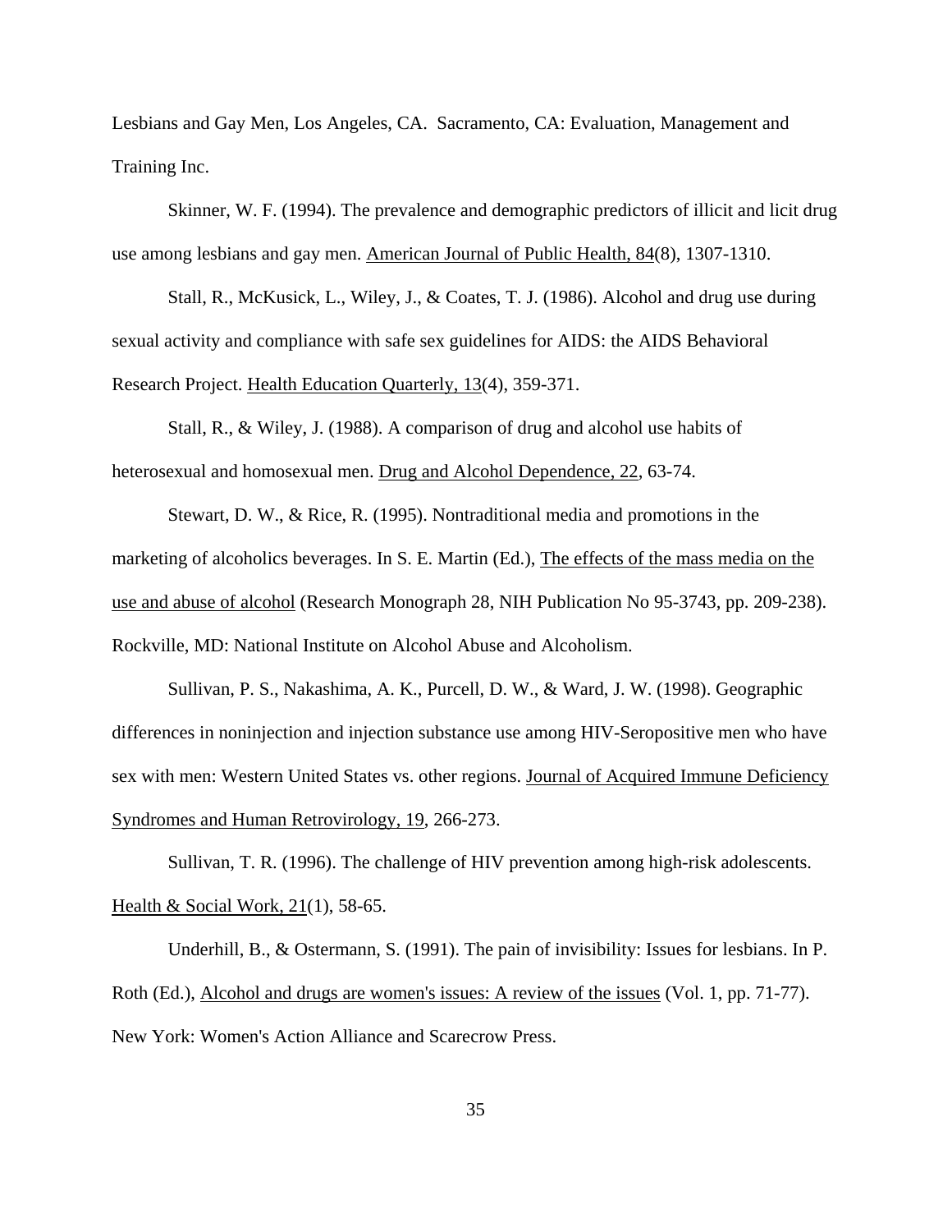Lesbians and Gay Men, Los Angeles, CA. Sacramento, CA: Evaluation, Management and Training Inc.

Skinner, W. F. (1994). The prevalence and demographic predictors of illicit and licit drug use among lesbians and gay men. American Journal of Public Health, 84(8), 1307-1310.

Stall, R., McKusick, L., Wiley, J., & Coates, T. J. (1986). Alcohol and drug use during sexual activity and compliance with safe sex guidelines for AIDS: the AIDS Behavioral Research Project. Health Education Quarterly, 13(4), 359-371.

Stall, R., & Wiley, J. (1988). A comparison of drug and alcohol use habits of heterosexual and homosexual men. Drug and Alcohol Dependence, 22, 63-74.

Stewart, D. W., & Rice, R. (1995). Nontraditional media and promotions in the marketing of alcoholics beverages. In S. E. Martin (Ed.), The effects of the mass media on the use and abuse of alcohol (Research Monograph 28, NIH Publication No 95-3743, pp. 209-238). Rockville, MD: National Institute on Alcohol Abuse and Alcoholism.

Sullivan, P. S., Nakashima, A. K., Purcell, D. W., & Ward, J. W. (1998). Geographic differences in noninjection and injection substance use among HIV-Seropositive men who have sex with men: Western United States vs. other regions. Journal of Acquired Immune Deficiency Syndromes and Human Retrovirology, 19, 266-273.

Sullivan, T. R. (1996). The challenge of HIV prevention among high-risk adolescents. Health & Social Work, 21(1), 58-65.

Underhill, B., & Ostermann, S. (1991). The pain of invisibility: Issues for lesbians. In P. Roth (Ed.), Alcohol and drugs are women's issues: A review of the issues (Vol. 1, pp. 71-77). New York: Women's Action Alliance and Scarecrow Press.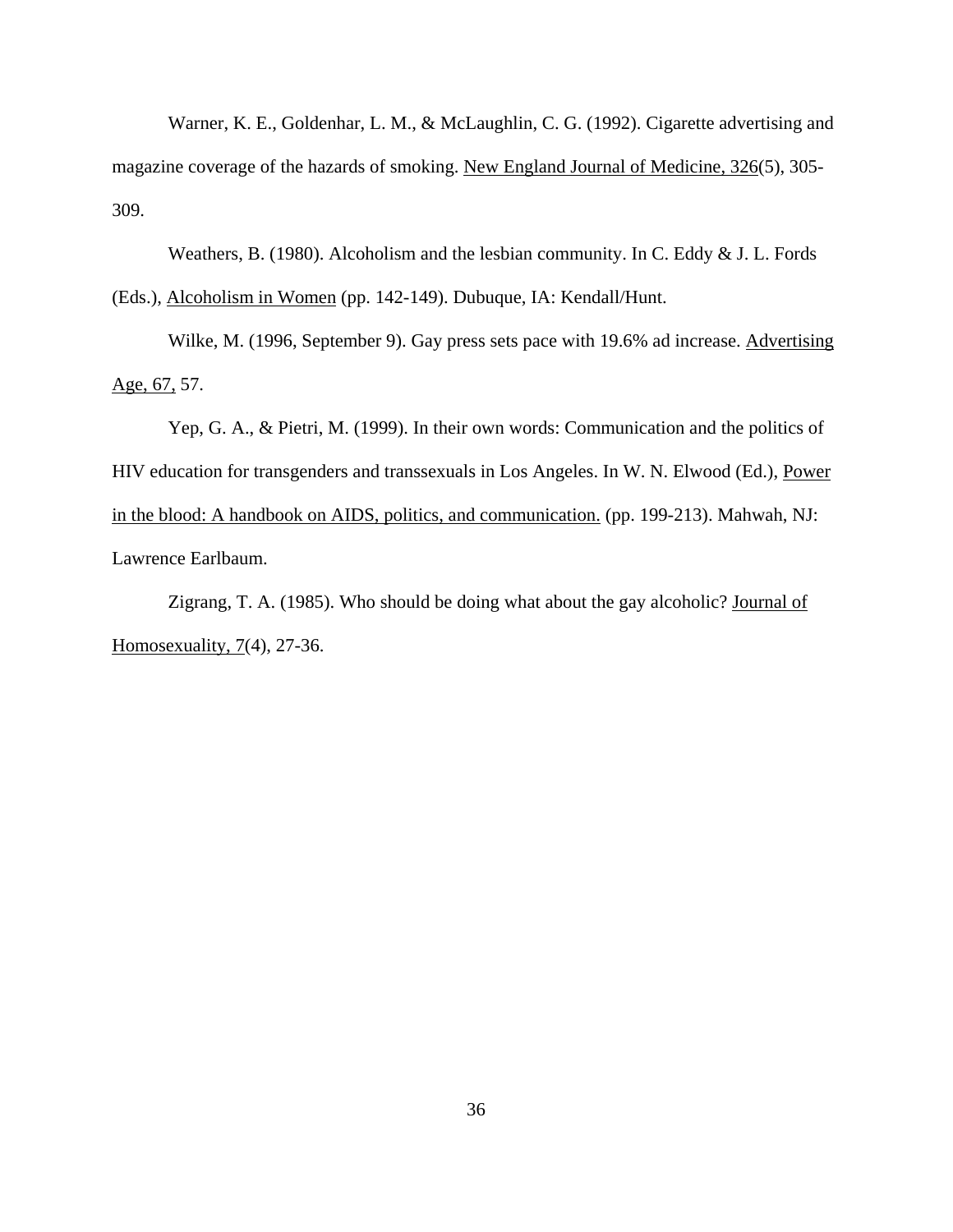Warner, K. E., Goldenhar, L. M., & McLaughlin, C. G. (1992). Cigarette advertising and magazine coverage of the hazards of smoking. New England Journal of Medicine, 326(5), 305-309.

Weathers, B. (1980). Alcoholism and the lesbian community. In C. Eddy & J. L. Fords (Eds.), Alcoholism in Women (pp. 142-149). Dubuque, IA: Kendall/Hunt.

Wilke, M. (1996, September 9). Gay press sets pace with 19.6% ad increase. Advertising Age, 67, 57.

Yep, G. A., & Pietri, M. (1999). In their own words: Communication and the politics of HIV education for transgenders and transsexuals in Los Angeles. In W. N. Elwood (Ed.), Power in the blood: A handbook on AIDS, politics, and communication. (pp. 199-213). Mahwah, NJ: Lawrence Earlbaum.

Zigrang, T. A. (1985). Who should be doing what about the gay alcoholic? Journal of Homosexuality, 7(4), 27-36.